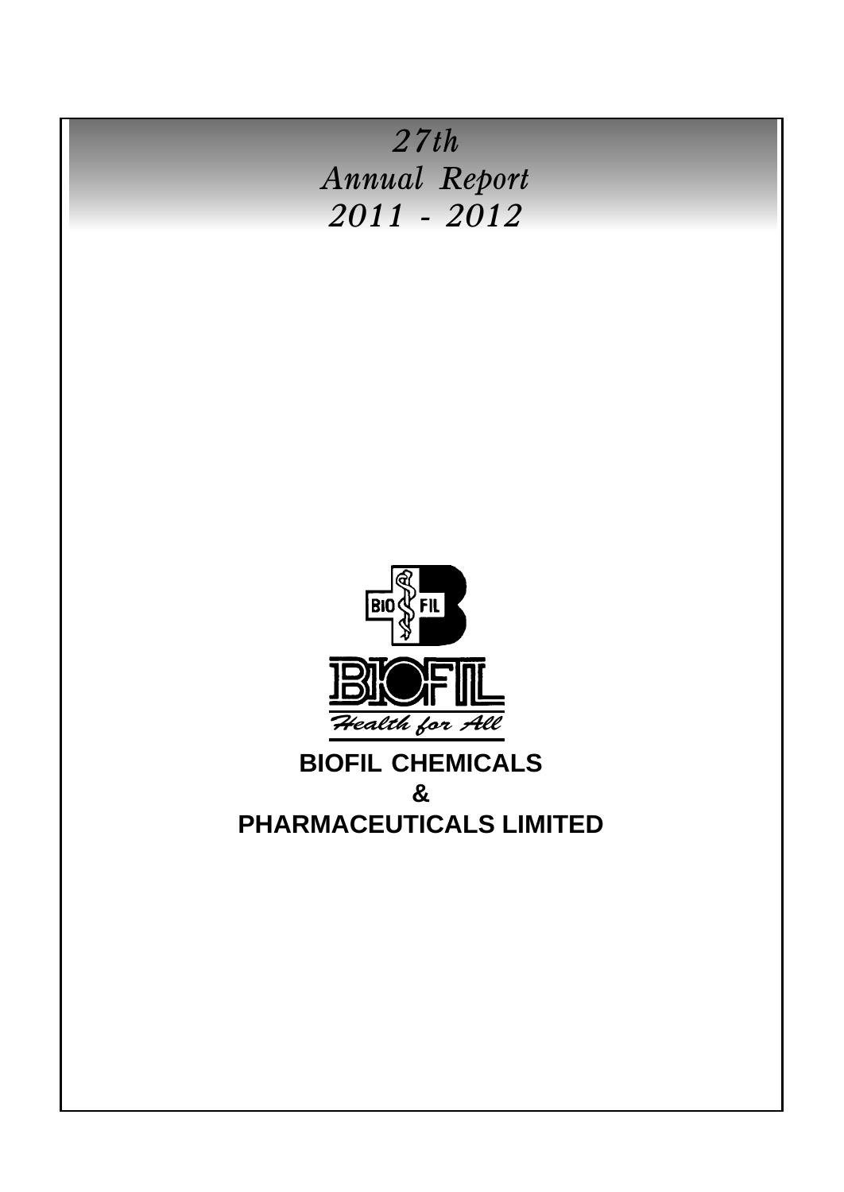*27th*

*Annual Report*

*2011 - 2012*

BIO FIL

BIOFIL

*Health for All*

# BIOFIL CHEMICALS & PHARMACEUTICALS LIMITED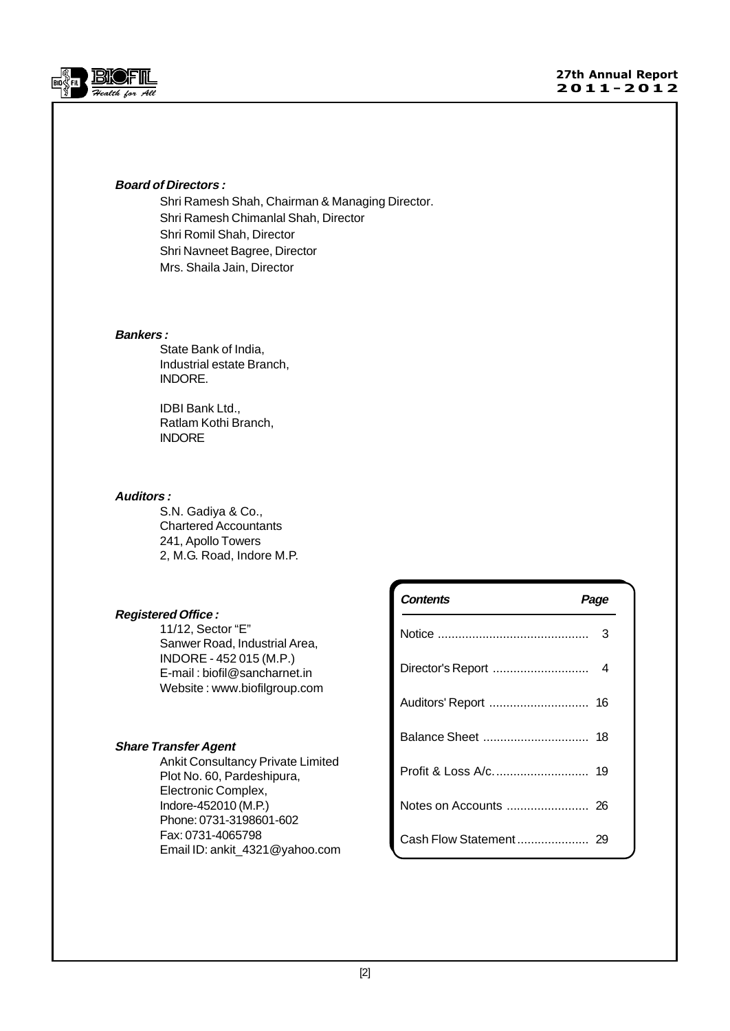***Board of Directors :***

Shri Ramesh Shah, Chairman & Managing Director.
Shri Ramesh Chimanlal Shah, Director
Shri Romil Shah, Director
Shri Navneet Bagree, Director
Mrs. Shaila Jain, Director

***Bankers :***

State Bank of India,
Industrial estate Branch,
INDORE.

IDBI Bank Ltd.,
Ratlam Kothi Branch,
INDORE

***Auditors :***

S.N. Gadiya & Co.,
Chartered Accountants
241, Apollo Towers
2, M.G. Road, Indore M.P.

***Registered Office :***

11/12, Sector "E"
Sanwer Road, Industrial Area,
INDORE - 452 015 (M.P.)
E-mail : biofil@sancharnet.in
Website : www.biofilgroup.com

***Share Transfer Agent***

Ankit Consultancy Private Limited
Plot No. 60, Pardeshipura,
Electronic Complex,
Indore-452010 (M.P.)
Phone: 0731-3198601-602
Fax: 0731-4065798
Email ID: ankit_4321@yahoo.com

| ***Contents*** | ***Page*** |
|---|---|
| Notice ............................................ | 3 |
| Director's Report ............................ | 4 |
| Auditors' Report ............................. | 16 |
| Balance Sheet ............................... | 18 |
| Profit & Loss A/c. .......................... | 19 |
| Notes on Accounts ........................ | 26 |
| Cash Flow Statement ..................... | 29 |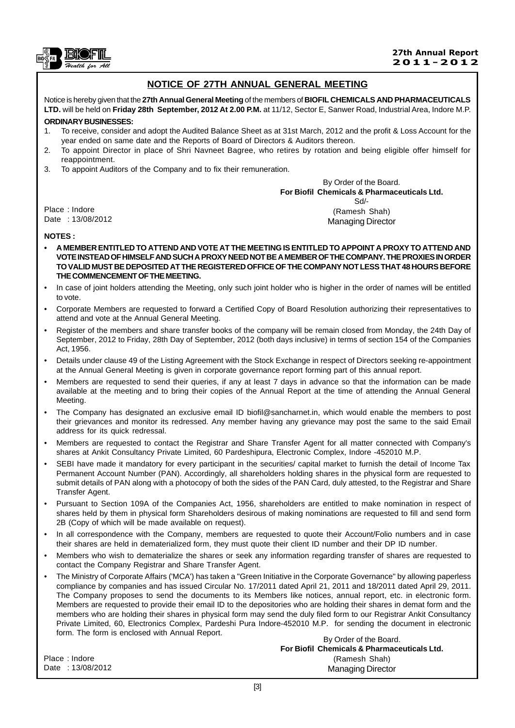## NOTICE OF 27TH ANNUAL GENERAL MEETING

Notice is hereby given that the **27th Annual General Meeting** of the members of **BIOFIL CHEMICALS AND PHARMACEUTICALS LTD.** will be held on **Friday 28th September, 2012 At 2.00 P.M.** at 11/12, Sector E, Sanwer Road, Industrial Area, Indore M.P.

**ORDINARY BUSINESSES:**

1. To receive, consider and adopt the Audited Balance Sheet as at 31st March, 2012 and the profit & Loss Account for the year ended on same date and the Reports of Board of Directors & Auditors thereon.
2. To appoint Director in place of Shri Navneet Bagree, who retires by rotation and being eligible offer himself for reappointment.
3. To appoint Auditors of the Company and to fix their remuneration.

By Order of the Board.
**For Biofil Chemicals & Pharmaceuticals Ltd.**
Sd/-
(Ramesh Shah)
Managing Director

Place : Indore
Date : 13/08/2012

**NOTES :**

- **A MEMBER ENTITLED TO ATTEND AND VOTE AT THE MEETING IS ENTITLED TO APPOINT A PROXY TO ATTEND AND VOTE INSTEAD OF HIMSELF AND SUCH A PROXY NEED NOT BE A MEMBER OF THE COMPANY. THE PROXIES IN ORDER TO VALID MUST BE DEPOSITED AT THE REGISTERED OFFICE OF THE COMPANY NOT LESS THAT 48 HOURS BEFORE THE COMMENCEMENT OF THE MEETING.**
- In case of joint holders attending the Meeting, only such joint holder who is higher in the order of names will be entitled to vote.
- Corporate Members are requested to forward a Certified Copy of Board Resolution authorizing their representatives to attend and vote at the Annual General Meeting.
- Register of the members and share transfer books of the company will be remain closed from Monday, the 24th Day of September, 2012 to Friday, 28th Day of September, 2012 (both days inclusive) in terms of section 154 of the Companies Act, 1956.
- Details under clause 49 of the Listing Agreement with the Stock Exchange in respect of Directors seeking re-appointment at the Annual General Meeting is given in corporate governance report forming part of this annual report.
- Members are requested to send their queries, if any at least 7 days in advance so that the information can be made available at the meeting and to bring their copies of the Annual Report at the time of attending the Annual General Meeting.
- The Company has designated an exclusive email ID biofil@sancharnet.in, which would enable the members to post their grievances and monitor its redressed. Any member having any grievance may post the same to the said Email address for its quick redressal.
- Members are requested to contact the Registrar and Share Transfer Agent for all matter connected with Company's shares at Ankit Consultancy Private Limited, 60 Pardeshipura, Electronic Complex, Indore -452010 M.P.
- SEBI have made it mandatory for every participant in the securities/ capital market to furnish the detail of Income Tax Permanent Account Number (PAN). Accordingly, all shareholders holding shares in the physical form are requested to submit details of PAN along with a photocopy of both the sides of the PAN Card, duly attested, to the Registrar and Share Transfer Agent.
- Pursuant to Section 109A of the Companies Act, 1956, shareholders are entitled to make nomination in respect of shares held by them in physical form Shareholders desirous of making nominations are requested to fill and send form 2B (Copy of which will be made available on request).
- In all correspondence with the Company, members are requested to quote their Account/Folio numbers and in case their shares are held in dematerialized form, they must quote their client ID number and their DP ID number.
- Members who wish to dematerialize the shares or seek any information regarding transfer of shares are requested to contact the Company Registrar and Share Transfer Agent.
- The Ministry of Corporate Affairs ('MCA') has taken a "Green Initiative in the Corporate Governance" by allowing paperless compliance by companies and has issued Circular No. 17/2011 dated April 21, 2011 and 18/2011 dated April 29, 2011. The Company proposes to send the documents to its Members like notices, annual report, etc. in electronic form. Members are requested to provide their email ID to the depositories who are holding their shares in demat form and the members who are holding their shares in physical form may send the duly filed form to our Registrar Ankit Consultancy Private Limited, 60, Electronics Complex, Pardeshi Pura Indore-452010 M.P. for sending the document in electronic form. The form is enclosed with Annual Report.

By Order of the Board.
**For Biofil Chemicals & Pharmaceuticals Ltd.**
(Ramesh Shah)
Managing Director

Place : Indore
Date : 13/08/2012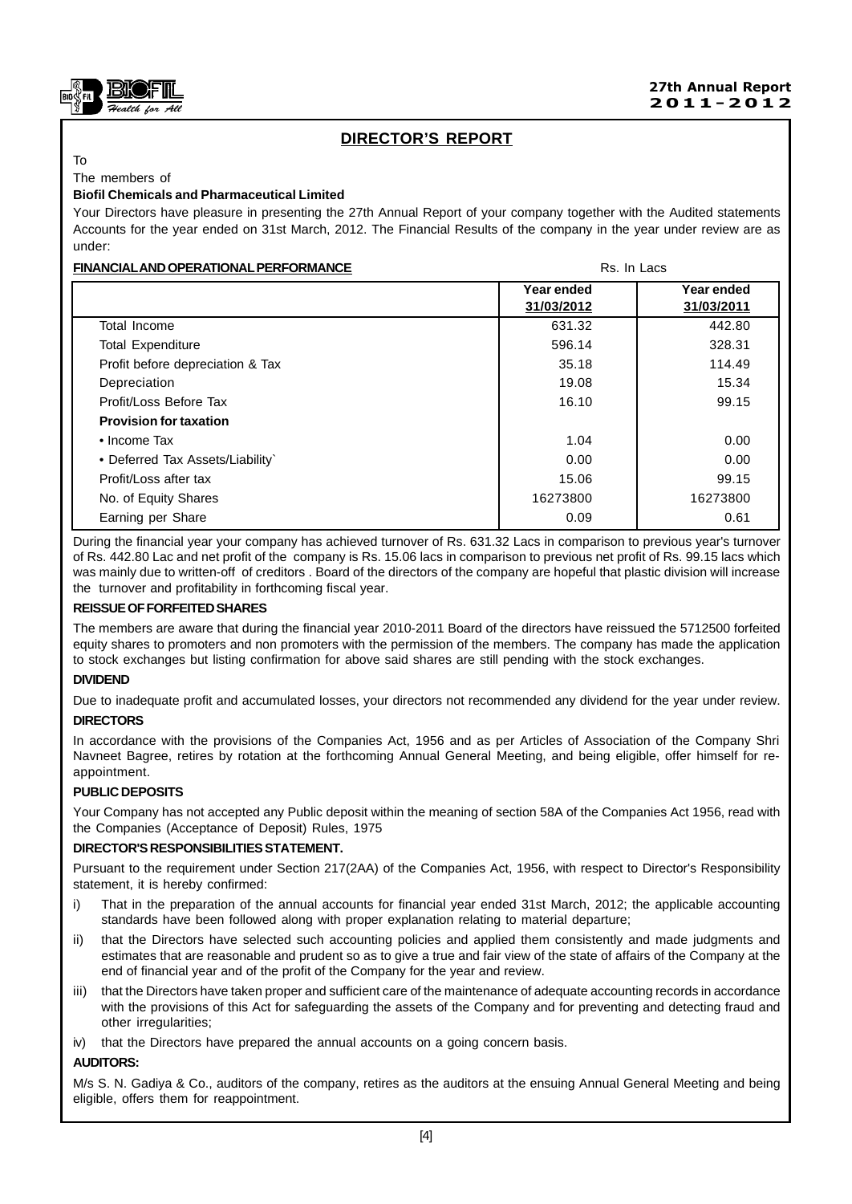## DIRECTOR'S REPORT

To

The members of

**Biofil Chemicals and Pharmaceutical Limited**

Your Directors have pleasure in presenting the 27th Annual Report of your company together with the Audited statements Accounts for the year ended on 31st March, 2012. The Financial Results of the company in the year under review are as under:

**FINANCIAL AND OPERATIONAL PERFORMANCE** Rs. In Lacs

| | Year ended 31/03/2012 | Year ended 31/03/2011 |
|---|---|---|
| Total Income | 631.32 | 442.80 |
| Total Expenditure | 596.14 | 328.31 |
| Profit before depreciation & Tax | 35.18 | 114.49 |
| Depreciation | 19.08 | 15.34 |
| Profit/Loss Before Tax | 16.10 | 99.15 |
| **Provision for taxation** | | |
| • Income Tax | 1.04 | 0.00 |
| • Deferred Tax Assets/Liability` | 0.00 | 0.00 |
| Profit/Loss after tax | 15.06 | 99.15 |
| No. of Equity Shares | 16273800 | 16273800 |
| Earning per Share | 0.09 | 0.61 |

During the financial year your company has achieved turnover of Rs. 631.32 Lacs in comparison to previous year's turnover of Rs. 442.80 Lac and net profit of the company is Rs. 15.06 lacs in comparison to previous net profit of Rs. 99.15 lacs which was mainly due to written-off of creditors . Board of the directors of the company are hopeful that plastic division will increase the turnover and profitability in forthcoming fiscal year.

**REISSUE OF FORFEITED SHARES**

The members are aware that during the financial year 2010-2011 Board of the directors have reissued the 5712500 forfeited equity shares to promoters and non promoters with the permission of the members. The company has made the application to stock exchanges but listing confirmation for above said shares are still pending with the stock exchanges.

**DIVIDEND**

Due to inadequate profit and accumulated losses, your directors not recommended any dividend for the year under review.

**DIRECTORS**

In accordance with the provisions of the Companies Act, 1956 and as per Articles of Association of the Company Shri Navneet Bagree, retires by rotation at the forthcoming Annual General Meeting, and being eligible, offer himself for re-appointment.

**PUBLIC DEPOSITS**

Your Company has not accepted any Public deposit within the meaning of section 58A of the Companies Act 1956, read with the Companies (Acceptance of Deposit) Rules, 1975

**DIRECTOR'S RESPONSIBILITIES STATEMENT.**

Pursuant to the requirement under Section 217(2AA) of the Companies Act, 1956, with respect to Director's Responsibility statement, it is hereby confirmed:

i) That in the preparation of the annual accounts for financial year ended 31st March, 2012; the applicable accounting standards have been followed along with proper explanation relating to material departure;

ii) that the Directors have selected such accounting policies and applied them consistently and made judgments and estimates that are reasonable and prudent so as to give a true and fair view of the state of affairs of the Company at the end of financial year and of the profit of the Company for the year and review.

iii) that the Directors have taken proper and sufficient care of the maintenance of adequate accounting records in accordance with the provisions of this Act for safeguarding the assets of the Company and for preventing and detecting fraud and other irregularities;

iv) that the Directors have prepared the annual accounts on a going concern basis.

**AUDITORS:**

M/s S. N. Gadiya & Co., auditors of the company, retires as the auditors at the ensuing Annual General Meeting and being eligible, offers them for reappointment.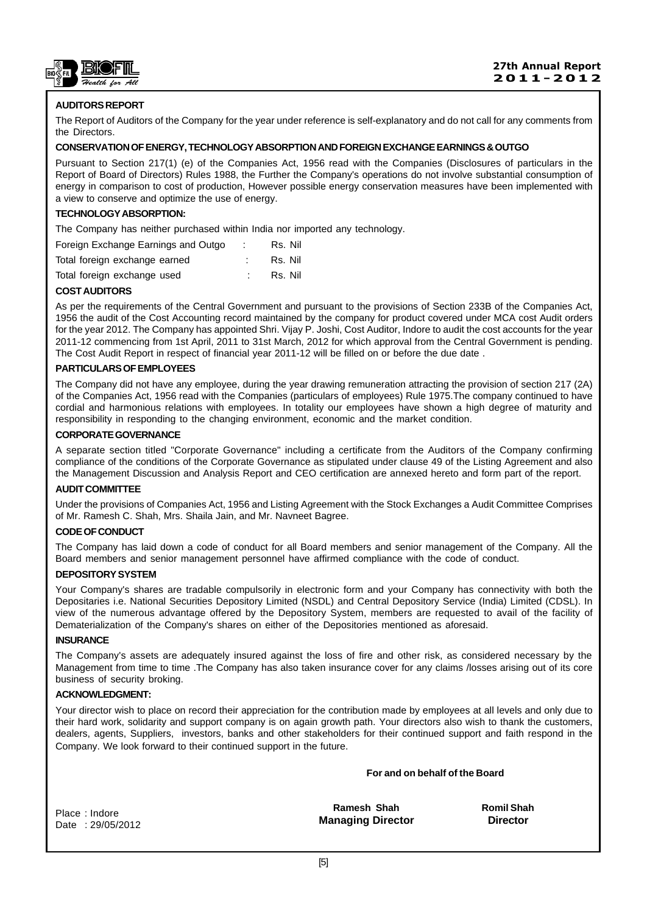## AUDITORS REPORT

The Report of Auditors of the Company for the year under reference is self-explanatory and do not call for any comments from the Directors.

## CONSERVATION OF ENERGY, TECHNOLOGY ABSORPTION AND FOREIGN EXCHANGE EARNINGS & OUTGO

Pursuant to Section 217(1) (e) of the Companies Act, 1956 read with the Companies (Disclosures of particulars in the Report of Board of Directors) Rules 1988, the Further the Company's operations do not involve substantial consumption of energy in comparison to cost of production, However possible energy conservation measures have been implemented with a view to conserve and optimize the use of energy.

## TECHNOLOGY ABSORPTION:

The Company has neither purchased within India nor imported any technology.

| | | |
|---|---|---|
| Foreign Exchange Earnings and Outgo | : | Rs. Nil |
| Total foreign exchange earned | : | Rs. Nil |
| Total foreign exchange used | : | Rs. Nil |

## COST AUDITORS

As per the requirements of the Central Government and pursuant to the provisions of Section 233B of the Companies Act, 1956 the audit of the Cost Accounting record maintained by the company for product covered under MCA cost Audit orders for the year 2012. The Company has appointed Shri. Vijay P. Joshi, Cost Auditor, Indore to audit the cost accounts for the year 2011-12 commencing from 1st April, 2011 to 31st March, 2012 for which approval from the Central Government is pending. The Cost Audit Report in respect of financial year 2011-12 will be filled on or before the due date .

## PARTICULARS OF EMPLOYEES

The Company did not have any employee, during the year drawing remuneration attracting the provision of section 217 (2A) of the Companies Act, 1956 read with the Companies (particulars of employees) Rule 1975.The company continued to have cordial and harmonious relations with employees. In totality our employees have shown a high degree of maturity and responsibility in responding to the changing environment, economic and the market condition.

## CORPORATE GOVERNANCE

A separate section titled "Corporate Governance" including a certificate from the Auditors of the Company confirming compliance of the conditions of the Corporate Governance as stipulated under clause 49 of the Listing Agreement and also the Management Discussion and Analysis Report and CEO certification are annexed hereto and form part of the report.

## AUDIT COMMITTEE

Under the provisions of Companies Act, 1956 and Listing Agreement with the Stock Exchanges a Audit Committee Comprises of Mr. Ramesh C. Shah, Mrs. Shaila Jain, and Mr. Navneet Bagree.

## CODE OF CONDUCT

The Company has laid down a code of conduct for all Board members and senior management of the Company. All the Board members and senior management personnel have affirmed compliance with the code of conduct.

## DEPOSITORY SYSTEM

Your Company's shares are tradable compulsorily in electronic form and your Company has connectivity with both the Depositaries i.e. National Securities Depository Limited (NSDL) and Central Depository Service (India) Limited (CDSL). In view of the numerous advantage offered by the Depository System, members are requested to avail of the facility of Dematerialization of the Company's shares on either of the Depositories mentioned as aforesaid.

## INSURANCE

The Company's assets are adequately insured against the loss of fire and other risk, as considered necessary by the Management from time to time .The Company has also taken insurance cover for any claims /losses arising out of its core business of security broking.

## ACKNOWLEDGMENT:

Your director wish to place on record their appreciation for the contribution made by employees at all levels and only due to their hard work, solidarity and support company is on again growth path. Your directors also wish to thank the customers, dealers, agents, Suppliers, investors, banks and other stakeholders for their continued support and faith respond in the Company. We look forward to their continued support in the future.

**For and on behalf of the Board**

Place : Indore
Date : 29/05/2012

**Ramesh Shah**
**Managing Director**

**Romil Shah**
**Director**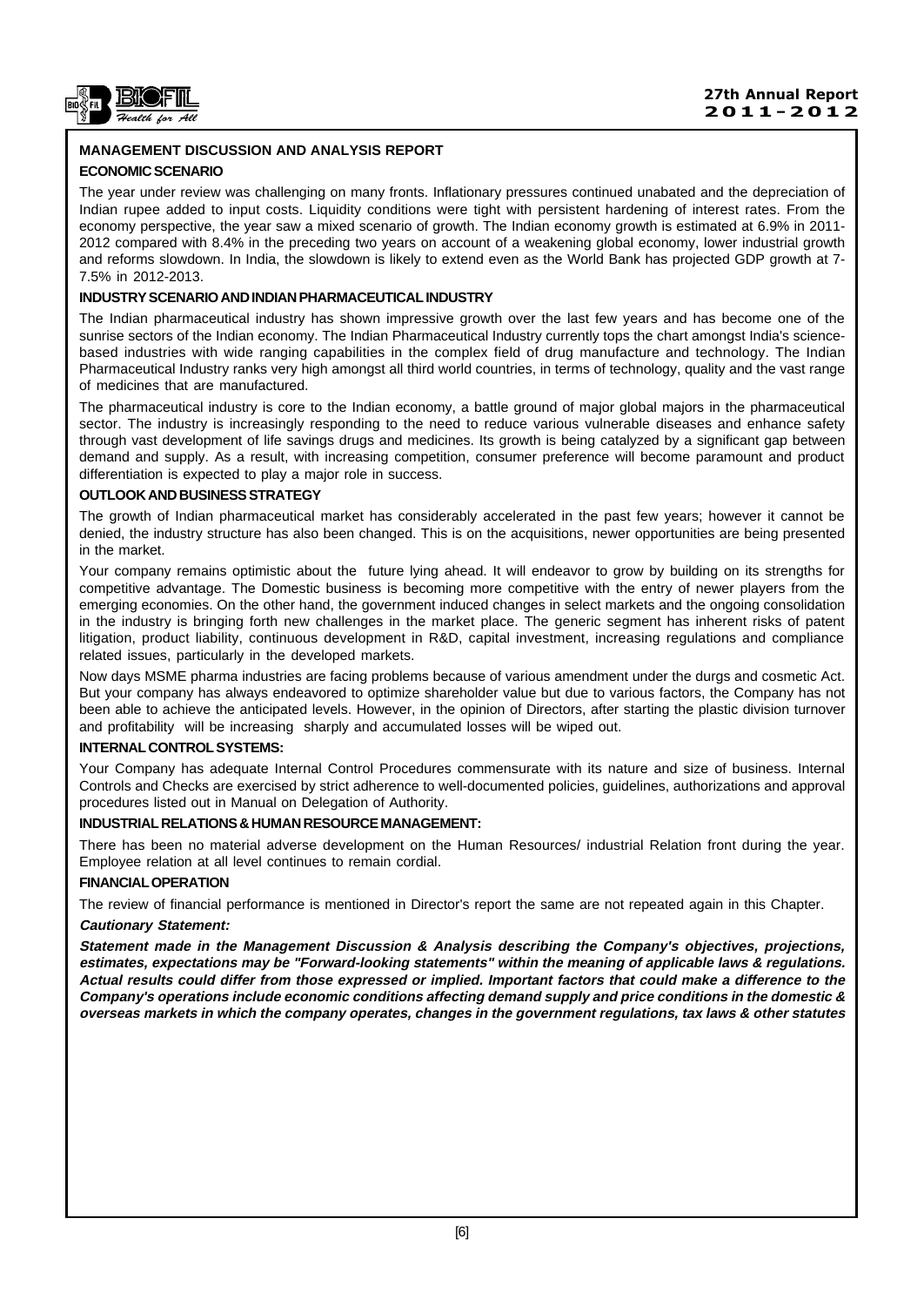## MANAGEMENT DISCUSSION AND ANALYSIS REPORT

### ECONOMIC SCENARIO

The year under review was challenging on many fronts. Inflationary pressures continued unabated and the depreciation of Indian rupee added to input costs. Liquidity conditions were tight with persistent hardening of interest rates. From the economy perspective, the year saw a mixed scenario of growth. The Indian economy growth is estimated at 6.9% in 2011-2012 compared with 8.4% in the preceding two years on account of a weakening global economy, lower industrial growth and reforms slowdown. In India, the slowdown is likely to extend even as the World Bank has projected GDP growth at 7-7.5% in 2012-2013.

### INDUSTRY SCENARIO AND INDIAN PHARMACEUTICAL INDUSTRY

The Indian pharmaceutical industry has shown impressive growth over the last few years and has become one of the sunrise sectors of the Indian economy. The Indian Pharmaceutical Industry currently tops the chart amongst India's science-based industries with wide ranging capabilities in the complex field of drug manufacture and technology. The Indian Pharmaceutical Industry ranks very high amongst all third world countries, in terms of technology, quality and the vast range of medicines that are manufactured.

The pharmaceutical industry is core to the Indian economy, a battle ground of major global majors in the pharmaceutical sector. The industry is increasingly responding to the need to reduce various vulnerable diseases and enhance safety through vast development of life savings drugs and medicines. Its growth is being catalyzed by a significant gap between demand and supply. As a result, with increasing competition, consumer preference will become paramount and product differentiation is expected to play a major role in success.

### OUTLOOK AND BUSINESS STRATEGY

The growth of Indian pharmaceutical market has considerably accelerated in the past few years; however it cannot be denied, the industry structure has also been changed. This is on the acquisitions, newer opportunities are being presented in the market.

Your company remains optimistic about the future lying ahead. It will endeavor to grow by building on its strengths for competitive advantage. The Domestic business is becoming more competitive with the entry of newer players from the emerging economies. On the other hand, the government induced changes in select markets and the ongoing consolidation in the industry is bringing forth new challenges in the market place. The generic segment has inherent risks of patent litigation, product liability, continuous development in R&D, capital investment, increasing regulations and compliance related issues, particularly in the developed markets.

Now days MSME pharma industries are facing problems because of various amendment under the durgs and cosmetic Act. But your company has always endeavored to optimize shareholder value but due to various factors, the Company has not been able to achieve the anticipated levels. However, in the opinion of Directors, after starting the plastic division turnover and profitability will be increasing sharply and accumulated losses will be wiped out.

### INTERNAL CONTROL SYSTEMS:

Your Company has adequate Internal Control Procedures commensurate with its nature and size of business. Internal Controls and Checks are exercised by strict adherence to well-documented policies, guidelines, authorizations and approval procedures listed out in Manual on Delegation of Authority.

### INDUSTRIAL RELATIONS & HUMAN RESOURCE MANAGEMENT:

There has been no material adverse development on the Human Resources/ industrial Relation front during the year. Employee relation at all level continues to remain cordial.

### FINANCIAL OPERATION

The review of financial performance is mentioned in Director's report the same are not repeated again in this Chapter.

***Cautionary Statement:***

***Statement made in the Management Discussion & Analysis describing the Company's objectives, projections, estimates, expectations may be "Forward-looking statements" within the meaning of applicable laws & regulations. Actual results could differ from those expressed or implied. Important factors that could make a difference to the Company's operations include economic conditions affecting demand supply and price conditions in the domestic & overseas markets in which the company operates, changes in the government regulations, tax laws & other statutes***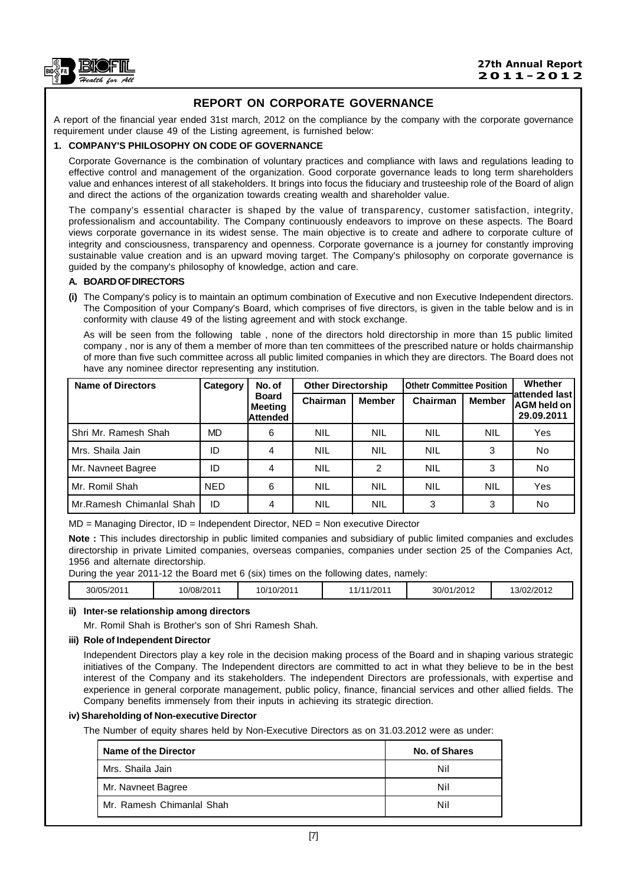## REPORT ON CORPORATE GOVERNANCE

A report of the financial year ended 31st march, 2012 on the compliance by the company with the corporate governance requirement under clause 49 of the Listing agreement, is furnished below:

### 1. COMPANY'S PHILOSOPHY ON CODE OF GOVERNANCE

Corporate Governance is the combination of voluntary practices and compliance with laws and regulations leading to effective control and management of the organization. Good corporate governance leads to long term shareholders value and enhances interest of all stakeholders. It brings into focus the fiduciary and trusteeship role of the Board of align and direct the actions of the organization towards creating wealth and shareholder value.

The company's essential character is shaped by the value of transparency, customer satisfaction, integrity, professionalism and accountability. The Company continuously endeavors to improve on these aspects. The Board views corporate governance in its widest sense. The main objective is to create and adhere to corporate culture of integrity and consciousness, transparency and openness. Corporate governance is a journey for constantly improving sustainable value creation and is an upward moving target. The Company's philosophy on corporate governance is guided by the company's philosophy of knowledge, action and care.

#### A. BOARD OF DIRECTORS

**(i)** The Company's policy is to maintain an optimum combination of Executive and non Executive Independent directors. The Composition of your Company's Board, which comprises of five directors, is given in the table below and is in conformity with clause 49 of the listing agreement and with stock exchange.

As will be seen from the following table , none of the directors hold directorship in more than 15 public limited company , nor is any of them a member of more than ten committees of the prescribed nature or holds chairmanship of more than five such committee across all public limited companies in which they are directors. The Board does not have any nominee director representing any institution.

| Name of Directors | Category | No. of Board Meeting Attended | Other Directorship | | Othetr Committee Position | | Whether attended last AGM held on 29.09.2011 |
|---|---|---|---|---|---|---|---|
| | | | Chairman | Member | Chairman | Member | |
| Shri Mr. Ramesh Shah | MD | 6 | NIL | NIL | NIL | NIL | Yes |
| Mrs. Shaila Jain | ID | 4 | NIL | NIL | NIL | 3 | No |
| Mr. Navneet Bagree | ID | 4 | NIL | 2 | NIL | 3 | No |
| Mr. Romil Shah | NED | 6 | NIL | NIL | NIL | NIL | Yes |
| Mr.Ramesh Chimanlal Shah | ID | 4 | NIL | NIL | 3 | 3 | No |

MD = Managing Director, ID = Independent Director, NED = Non executive Director

**Note :** This includes directorship in public limited companies and subsidiary of public limited companies and excludes directorship in private Limited companies, overseas companies, companies under section 25 of the Companies Act, 1956 and alternate directorship.

During the year 2011-12 the Board met 6 (six) times on the following dates, namely:

| 30/05/2011 | 10/08/2011 | 10/10/2011 | 11/11/2011 | 30/01/2012 | 13/02/2012 |
|---|---|---|---|---|---|

**ii) Inter-se relationship among directors**

Mr. Romil Shah is Brother's son of Shri Ramesh Shah.

**iii) Role of Independent Director**

Independent Directors play a key role in the decision making process of the Board and in shaping various strategic initiatives of the Company. The Independent directors are committed to act in what they believe to be in the best interest of the Company and its stakeholders. The independent Directors are professionals, with expertise and experience in general corporate management, public policy, finance, financial services and other allied fields. The Company benefits immensely from their inputs in achieving its strategic direction.

**iv) Shareholding of Non-executive Director**

The Number of equity shares held by Non-Executive Directors as on 31.03.2012 were as under:

| Name of the Director | No. of Shares |
|---|---|
| Mrs. Shaila Jain | Nil |
| Mr. Navneet Bagree | Nil |
| Mr. Ramesh Chimanlal Shah | Nil |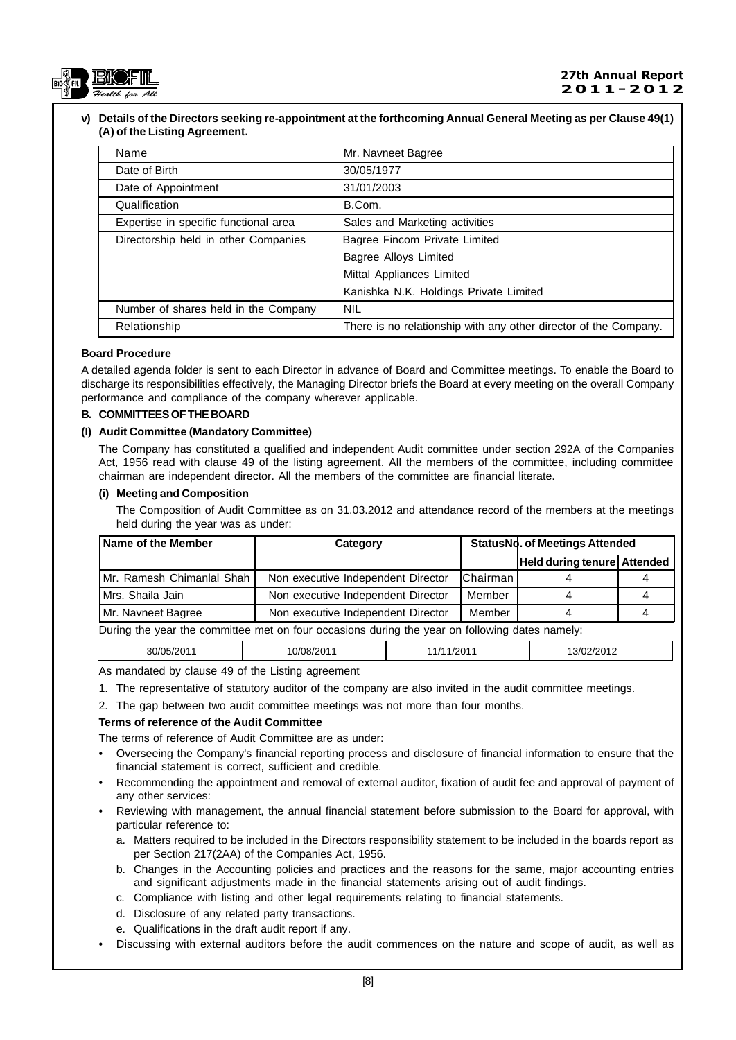**v) Details of the Directors seeking re-appointment at the forthcoming Annual General Meeting as per Clause 49(1) (A) of the Listing Agreement.**

| Name | Mr. Navneet Bagree |
|---|---|
| Date of Birth | 30/05/1977 |
| Date of Appointment | 31/01/2003 |
| Qualification | B.Com. |
| Expertise in specific functional area | Sales and Marketing activities |
| Directorship held in other Companies | Bagree Fincom Private Limited<br>Bagree Alloys Limited<br>Mittal Appliances Limited<br>Kanishka N.K. Holdings Private Limited |
| Number of shares held in the Company | NIL |
| Relationship | There is no relationship with any other director of the Company. |

**Board Procedure**

A detailed agenda folder is sent to each Director in advance of Board and Committee meetings. To enable the Board to discharge its responsibilities effectively, the Managing Director briefs the Board at every meeting on the overall Company performance and compliance of the company wherever applicable.

**B. COMMITTEES OF THE BOARD**

**(I) Audit Committee (Mandatory Committee)**

The Company has constituted a qualified and independent Audit committee under section 292A of the Companies Act, 1956 read with clause 49 of the listing agreement. All the members of the committee, including committee chairman are independent director. All the members of the committee are financial literate.

**(i) Meeting and Composition**

The Composition of Audit Committee as on 31.03.2012 and attendance record of the members at the meetings held during the year was as under:

| Name of the Member | Category | Status | No. of Meetings Attended | |
|---|---|---|---|---|
| | | | Held during tenure | Attended |
| Mr. Ramesh Chimanlal Shah | Non executive Independent Director | Chairman | 4 | 4 |
| Mrs. Shaila Jain | Non executive Independent Director | Member | 4 | 4 |
| Mr. Navneet Bagree | Non executive Independent Director | Member | 4 | 4 |

During the year the committee met on four occasions during the year on following dates namely:

| 30/05/2011 | 10/08/2011 | 11/11/2011 | 13/02/2012 |
|---|---|---|---|

As mandated by clause 49 of the Listing agreement

1. The representative of statutory auditor of the company are also invited in the audit committee meetings.
2. The gap between two audit committee meetings was not more than four months.

**Terms of reference of the Audit Committee**

The terms of reference of Audit Committee are as under:

- Overseeing the Company's financial reporting process and disclosure of financial information to ensure that the financial statement is correct, sufficient and credible.
- Recommending the appointment and removal of external auditor, fixation of audit fee and approval of payment of any other services:
- Reviewing with management, the annual financial statement before submission to the Board for approval, with particular reference to:
  a. Matters required to be included in the Directors responsibility statement to be included in the boards report as per Section 217(2AA) of the Companies Act, 1956.
  b. Changes in the Accounting policies and practices and the reasons for the same, major accounting entries and significant adjustments made in the financial statements arising out of audit findings.
  c. Compliance with listing and other legal requirements relating to financial statements.
  d. Disclosure of any related party transactions.
  e. Qualifications in the draft audit report if any.
- Discussing with external auditors before the audit commences on the nature and scope of audit, as well as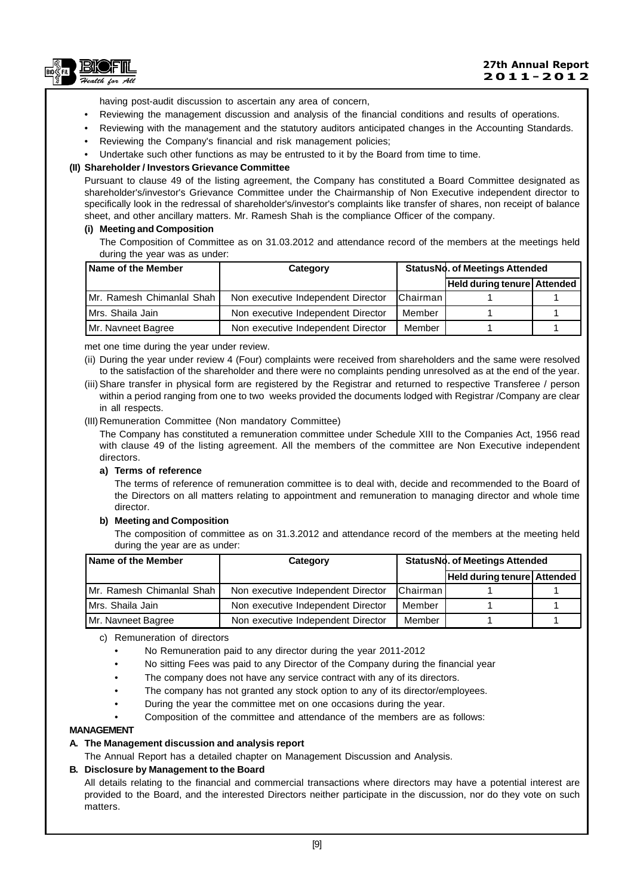having post-audit discussion to ascertain any area of concern,

- Reviewing the management discussion and analysis of the financial conditions and results of operations.
- Reviewing with the management and the statutory auditors anticipated changes in the Accounting Standards.
- Reviewing the Company's financial and risk management policies;
- Undertake such other functions as may be entrusted to it by the Board from time to time.

**(II) Shareholder / Investors Grievance Committee**

Pursuant to clause 49 of the listing agreement, the Company has constituted a Board Committee designated as shareholder's/investor's Grievance Committee under the Chairmanship of Non Executive independent director to specifically look in the redressal of shareholder's/investor's complaints like transfer of shares, non receipt of balance sheet, and other ancillary matters. Mr. Ramesh Shah is the compliance Officer of the company.

**(i) Meeting and Composition**

The Composition of Committee as on 31.03.2012 and attendance record of the members at the meetings held during the year was as under:

| Name of the Member | Category | Status | No. of Meetings Attended | |
|---|---|---|---|---|
| | | | Held during tenure | Attended |
| Mr. Ramesh Chimanlal Shah | Non executive Independent Director | Chairman | 1 | 1 |
| Mrs. Shaila Jain | Non executive Independent Director | Member | 1 | 1 |
| Mr. Navneet Bagree | Non executive Independent Director | Member | 1 | 1 |

met one time during the year under review.

(ii) During the year under review 4 (Four) complaints were received from shareholders and the same were resolved to the satisfaction of the shareholder and there were no complaints pending unresolved as at the end of the year.

(iii) Share transfer in physical form are registered by the Registrar and returned to respective Transferee / person within a period ranging from one to two weeks provided the documents lodged with Registrar /Company are clear in all respects.

(III) Remuneration Committee (Non mandatory Committee)

The Company has constituted a remuneration committee under Schedule XIII to the Companies Act, 1956 read with clause 49 of the listing agreement. All the members of the committee are Non Executive independent directors.

**a) Terms of reference**

The terms of reference of remuneration committee is to deal with, decide and recommended to the Board of the Directors on all matters relating to appointment and remuneration to managing director and whole time director.

**b) Meeting and Composition**

The composition of committee as on 31.3.2012 and attendance record of the members at the meeting held during the year are as under:

| Name of the Member | Category | Status | No. of Meetings Attended | |
|---|---|---|---|---|
| | | | Held during tenure | Attended |
| Mr. Ramesh Chimanlal Shah | Non executive Independent Director | Chairman | 1 | 1 |
| Mrs. Shaila Jain | Non executive Independent Director | Member | 1 | 1 |
| Mr. Navneet Bagree | Non executive Independent Director | Member | 1 | 1 |

c) Remuneration of directors

- No Remuneration paid to any director during the year 2011-2012
- No sitting Fees was paid to any Director of the Company during the financial year
- The company does not have any service contract with any of its directors.
- The company has not granted any stock option to any of its director/employees.
- During the year the committee met on one occasions during the year.
- Composition of the committee and attendance of the members are as follows:

**MANAGEMENT**

**A. The Management discussion and analysis report**

The Annual Report has a detailed chapter on Management Discussion and Analysis.

**B. Disclosure by Management to the Board**

All details relating to the financial and commercial transactions where directors may have a potential interest are provided to the Board, and the interested Directors neither participate in the discussion, nor do they vote on such matters.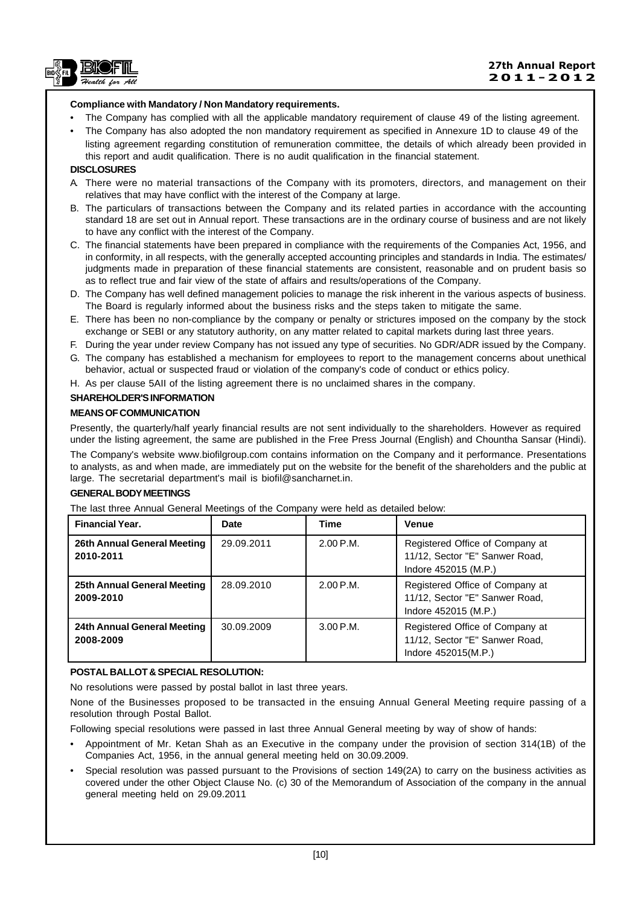**Compliance with Mandatory / Non Mandatory requirements.**

- The Company has complied with all the applicable mandatory requirement of clause 49 of the listing agreement.
- The Company has also adopted the non mandatory requirement as specified in Annexure 1D to clause 49 of the listing agreement regarding constitution of remuneration committee, the details of which already been provided in this report and audit qualification. There is no audit qualification in the financial statement.

**DISCLOSURES**

A. There were no material transactions of the Company with its promoters, directors, and management on their relatives that may have conflict with the interest of the Company at large.

B. The particulars of transactions between the Company and its related parties in accordance with the accounting standard 18 are set out in Annual report. These transactions are in the ordinary course of business and are not likely to have any conflict with the interest of the Company.

C. The financial statements have been prepared in compliance with the requirements of the Companies Act, 1956, and in conformity, in all respects, with the generally accepted accounting principles and standards in India. The estimates/ judgments made in preparation of these financial statements are consistent, reasonable and on prudent basis so as to reflect true and fair view of the state of affairs and results/operations of the Company.

D. The Company has well defined management policies to manage the risk inherent in the various aspects of business. The Board is regularly informed about the business risks and the steps taken to mitigate the same.

E. There has been no non-compliance by the company or penalty or strictures imposed on the company by the stock exchange or SEBI or any statutory authority, on any matter related to capital markets during last three years.

F. During the year under review Company has not issued any type of securities. No GDR/ADR issued by the Company.

G. The company has established a mechanism for employees to report to the management concerns about unethical behavior, actual or suspected fraud or violation of the company's code of conduct or ethics policy.

H. As per clause 5AII of the listing agreement there is no unclaimed shares in the company.

**SHAREHOLDER'S INFORMATION**

**MEANS OF COMMUNICATION**

Presently, the quarterly/half yearly financial results are not sent individually to the shareholders. However as required under the listing agreement, the same are published in the Free Press Journal (English) and Chountha Sansar (Hindi).

The Company's website www.biofilgroup.com contains information on the Company and it performance. Presentations to analysts, as and when made, are immediately put on the website for the benefit of the shareholders and the public at large. The secretarial department's mail is biofil@sancharnet.in.

**GENERAL BODY MEETINGS**

The last three Annual General Meetings of the Company were held as detailed below:

| Financial Year. | Date | Time | Venue |
|---|---|---|---|
| **26th Annual General Meeting 2010-2011** | 29.09.2011 | 2.00 P.M. | Registered Office of Company at 11/12, Sector "E" Sanwer Road, Indore 452015 (M.P.) |
| **25th Annual General Meeting 2009-2010** | 28.09.2010 | 2.00 P.M. | Registered Office of Company at 11/12, Sector "E" Sanwer Road, Indore 452015 (M.P.) |
| **24th Annual General Meeting 2008-2009** | 30.09.2009 | 3.00 P.M. | Registered Office of Company at 11/12, Sector "E" Sanwer Road, Indore 452015(M.P.) |

**POSTAL BALLOT & SPECIAL RESOLUTION:**

No resolutions were passed by postal ballot in last three years.

None of the Businesses proposed to be transacted in the ensuing Annual General Meeting require passing of a resolution through Postal Ballot.

Following special resolutions were passed in last three Annual General meeting by way of show of hands:

- Appointment of Mr. Ketan Shah as an Executive in the company under the provision of section 314(1B) of the Companies Act, 1956, in the annual general meeting held on 30.09.2009.
- Special resolution was passed pursuant to the Provisions of section 149(2A) to carry on the business activities as covered under the other Object Clause No. (c) 30 of the Memorandum of Association of the company in the annual general meeting held on 29.09.2011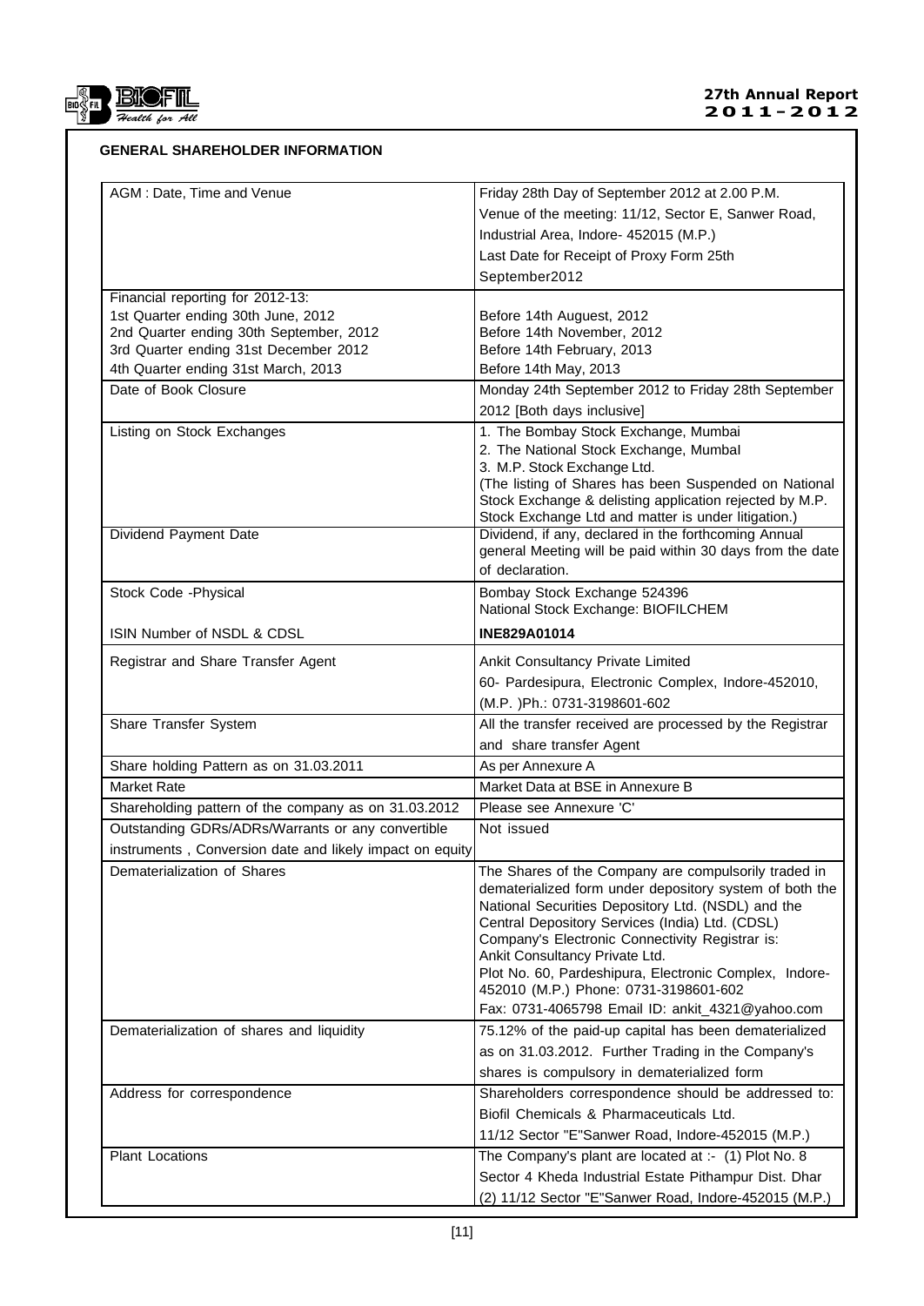## GENERAL SHAREHOLDER INFORMATION

| | |
|---|---|
| AGM : Date, Time and Venue | Friday 28th Day of September 2012 at 2.00 P.M.<br>Venue of the meeting: 11/12, Sector E, Sanwer Road, Industrial Area, Indore- 452015 (M.P.)<br>Last Date for Receipt of Proxy Form 25th September2012 |
| Financial reporting for 2012-13:<br>1st Quarter ending 30th June, 2012<br>2nd Quarter ending 30th September, 2012<br>3rd Quarter ending 31st December 2012<br>4th Quarter ending 31st March, 2013 | <br>Before 14th Auguest, 2012<br>Before 14th November, 2012<br>Before 14th February, 2013<br>Before 14th May, 2013 |
| Date of Book Closure | Monday 24th September 2012 to Friday 28th September 2012 [Both days inclusive] |
| Listing on Stock Exchanges | 1. The Bombay Stock Exchange, Mumbai<br>2. The National Stock Exchange, Mumbal<br>3. M.P. Stock Exchange Ltd.<br>(The listing of Shares has been Suspended on National Stock Exchange & delisting application rejected by M.P. Stock Exchange Ltd and matter is under litigation.) |
| Dividend Payment Date | Dividend, if any, declared in the forthcoming Annual general Meeting will be paid within 30 days from the date of declaration. |
| Stock Code -Physical | Bombay Stock Exchange 524396<br>National Stock Exchange: BIOFILCHEM |
| ISIN Number of NSDL & CDSL | **INE829A01014** |
| Registrar and Share Transfer Agent | Ankit Consultancy Private Limited<br>60- Pardesipura, Electronic Complex, Indore-452010, (M.P. )Ph.: 0731-3198601-602 |
| Share Transfer System | All the transfer received are processed by the Registrar and share transfer Agent |
| Share holding Pattern as on 31.03.2011 | As per Annexure A |
| Market Rate | Market Data at BSE in Annexure B |
| Shareholding pattern of the company as on 31.03.2012 | Please see Annexure 'C' |
| Outstanding GDRs/ADRs/Warrants or any convertible instruments , Conversion date and likely impact on equity | Not issued |
| Dematerialization of Shares | The Shares of the Company are compulsorily traded in dematerialized form under depository system of both the National Securities Depository Ltd. (NSDL) and the Central Depository Services (India) Ltd. (CDSL)<br>Company's Electronic Connectivity Registrar is:<br>Ankit Consultancy Private Ltd.<br>Plot No. 60, Pardeshipura, Electronic Complex, Indore-452010 (M.P.) Phone: 0731-3198601-602<br>Fax: 0731-4065798 Email ID: ankit_4321@yahoo.com |
| Dematerialization of shares and liquidity | 75.12% of the paid-up capital has been dematerialized as on 31.03.2012. Further Trading in the Company's shares is compulsory in dematerialized form |
| Address for correspondence | Shareholders correspondence should be addressed to:<br>Biofil Chemicals & Pharmaceuticals Ltd.<br>11/12 Sector "E"Sanwer Road, Indore-452015 (M.P.) |
| Plant Locations | The Company's plant are located at :- (1) Plot No. 8 Sector 4 Kheda Industrial Estate Pithampur Dist. Dhar<br>(2) 11/12 Sector "E"Sanwer Road, Indore-452015 (M.P.) |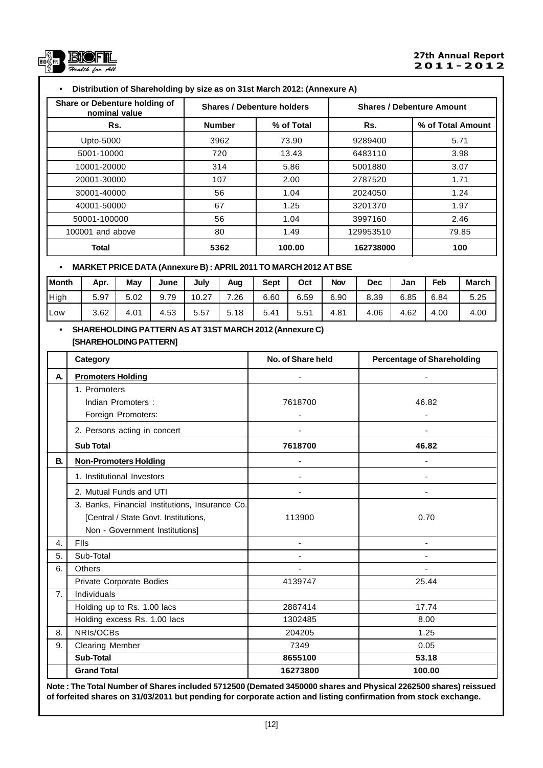- **Distribution of Shareholding by size as on 31st March 2012: (Annexure A)**

| Share or Debenture holding of nominal value | Shares / Debenture holders | | Shares / Debenture Amount | |
|---|---|---|---|---|
| **Rs.** | **Number** | **% of Total** | **Rs.** | **% of Total Amount** |
| Upto-5000 | 3962 | 73.90 | 9289400 | 5.71 |
| 5001-10000 | 720 | 13.43 | 6483110 | 3.98 |
| 10001-20000 | 314 | 5.86 | 5001880 | 3.07 |
| 20001-30000 | 107 | 2.00 | 2787520 | 1.71 |
| 30001-40000 | 56 | 1.04 | 2024050 | 1.24 |
| 40001-50000 | 67 | 1.25 | 3201370 | 1.97 |
| 50001-100000 | 56 | 1.04 | 3997160 | 2.46 |
| 100001 and above | 80 | 1.49 | 129953510 | 79.85 |
| **Total** | **5362** | **100.00** | **162738000** | **100** |

- **MARKET PRICE DATA (Annexure B) : APRIL 2011 TO MARCH 2012 AT BSE**

| Month | Apr. | May | June | July | Aug | Sept | Oct | Nov | Dec | Jan | Feb | March |
|---|---|---|---|---|---|---|---|---|---|---|---|---|
| High | 5.97 | 5.02 | 9.79 | 10.27 | 7.26 | 6.60 | 6.59 | 6.90 | 8.39 | 6.85 | 6.84 | 5.25 |
| Low | 3.62 | 4.01 | 4.53 | 5.57 | 5.18 | 5.41 | 5.51 | 4.81 | 4.06 | 4.62 | 4.00 | 4.00 |

- **SHAREHOLDING PATTERN AS AT 31ST MARCH 2012 (Annexure C)**
**[SHAREHOLDING PATTERN]**

| | Category | No. of Share held | Percentage of Shareholding |
|---|---|---|---|
| **A.** | **Promoters Holding** | - | - |
| | 1. Promoters<br>Indian Promoters :<br>Foreign Promoters: | 7618700<br>- | 46.82<br>- |
| | 2. Persons acting in concert | - | - |
| | **Sub Total** | **7618700** | **46.82** |
| **B.** | **Non-Promoters Holding** | - | - |
| | 1. Institutional Investors | - | - |
| | 2. Mutual Funds and UTI | - | - |
| | 3. Banks, Financial Institutions, Insurance Co. [Central / State Govt. Institutions, Non - Government Institutions] | 113900 | 0.70 |
| 4. | FIIs | - | - |
| 5. | Sub-Total | - | - |
| 6. | Others | - | - |
| | Private Corporate Bodies | 4139747 | 25.44 |
| 7. | Individuals | | |
| | Holding up to Rs. 1.00 lacs | 2887414 | 17.74 |
| | Holding excess Rs. 1.00 lacs | 1302485 | 8.00 |
| 8. | NRIs/OCBs | 204205 | 1.25 |
| 9. | Clearing Member | 7349 | 0.05 |
| | **Sub-Total** | **8655100** | **53.18** |
| | **Grand Total** | **16273800** | **100.00** |

**Note : The Total Number of Shares included 5712500 (Demated 3450000 shares and Physical 2262500 shares) reissued of forfeited shares on 31/03/2011 but pending for corporate action and listing confirmation from stock exchange.**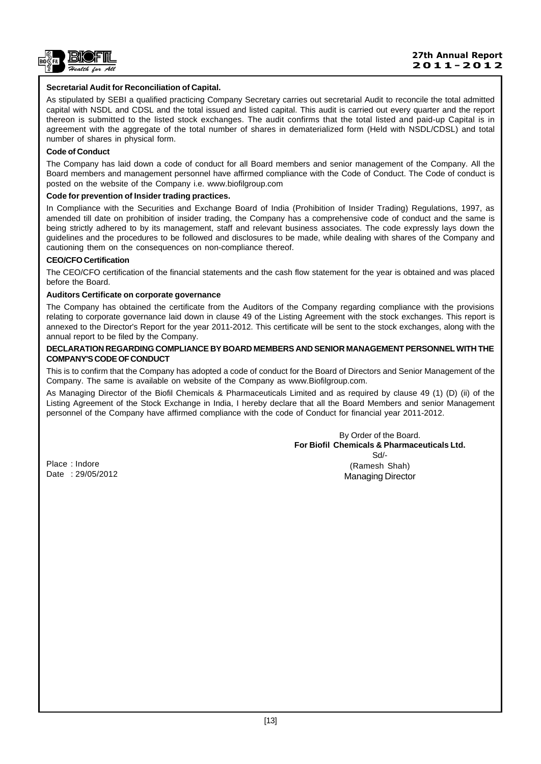### Secretarial Audit for Reconciliation of Capital.

As stipulated by SEBI a qualified practicing Company Secretary carries out secretarial Audit to reconcile the total admitted capital with NSDL and CDSL and the total issued and listed capital. This audit is carried out every quarter and the report thereon is submitted to the listed stock exchanges. The audit confirms that the total listed and paid-up Capital is in agreement with the aggregate of the total number of shares in dematerialized form (Held with NSDL/CDSL) and total number of shares in physical form.

### Code of Conduct

The Company has laid down a code of conduct for all Board members and senior management of the Company. All the Board members and management personnel have affirmed compliance with the Code of Conduct. The Code of conduct is posted on the website of the Company i.e. www.biofilgroup.com

### Code for prevention of Insider trading practices.

In Compliance with the Securities and Exchange Board of India (Prohibition of Insider Trading) Regulations, 1997, as amended till date on prohibition of insider trading, the Company has a comprehensive code of conduct and the same is being strictly adhered to by its management, staff and relevant business associates. The code expressly lays down the guidelines and the procedures to be followed and disclosures to be made, while dealing with shares of the Company and cautioning them on the consequences on non-compliance thereof.

### CEO/CFO Certification

The CEO/CFO certification of the financial statements and the cash flow statement for the year is obtained and was placed before the Board.

### Auditors Certificate on corporate governance

The Company has obtained the certificate from the Auditors of the Company regarding compliance with the provisions relating to corporate governance laid down in clause 49 of the Listing Agreement with the stock exchanges. This report is annexed to the Director's Report for the year 2011-2012. This certificate will be sent to the stock exchanges, along with the annual report to be filed by the Company.

### DECLARATION REGARDING COMPLIANCE BY BOARD MEMBERS AND SENIOR MANAGEMENT PERSONNEL WITH THE COMPANY'S CODE OF CONDUCT

This is to confirm that the Company has adopted a code of conduct for the Board of Directors and Senior Management of the Company. The same is available on website of the Company as www.Biofilgroup.com.

As Managing Director of the Biofil Chemicals & Pharmaceuticals Limited and as required by clause 49 (1) (D) (ii) of the Listing Agreement of the Stock Exchange in India, I hereby declare that all the Board Members and senior Management personnel of the Company have affirmed compliance with the code of Conduct for financial year 2011-2012.

By Order of the Board.
**For Biofil Chemicals & Pharmaceuticals Ltd.**
Sd/-
(Ramesh Shah)
Managing Director

Place : Indore
Date : 29/05/2012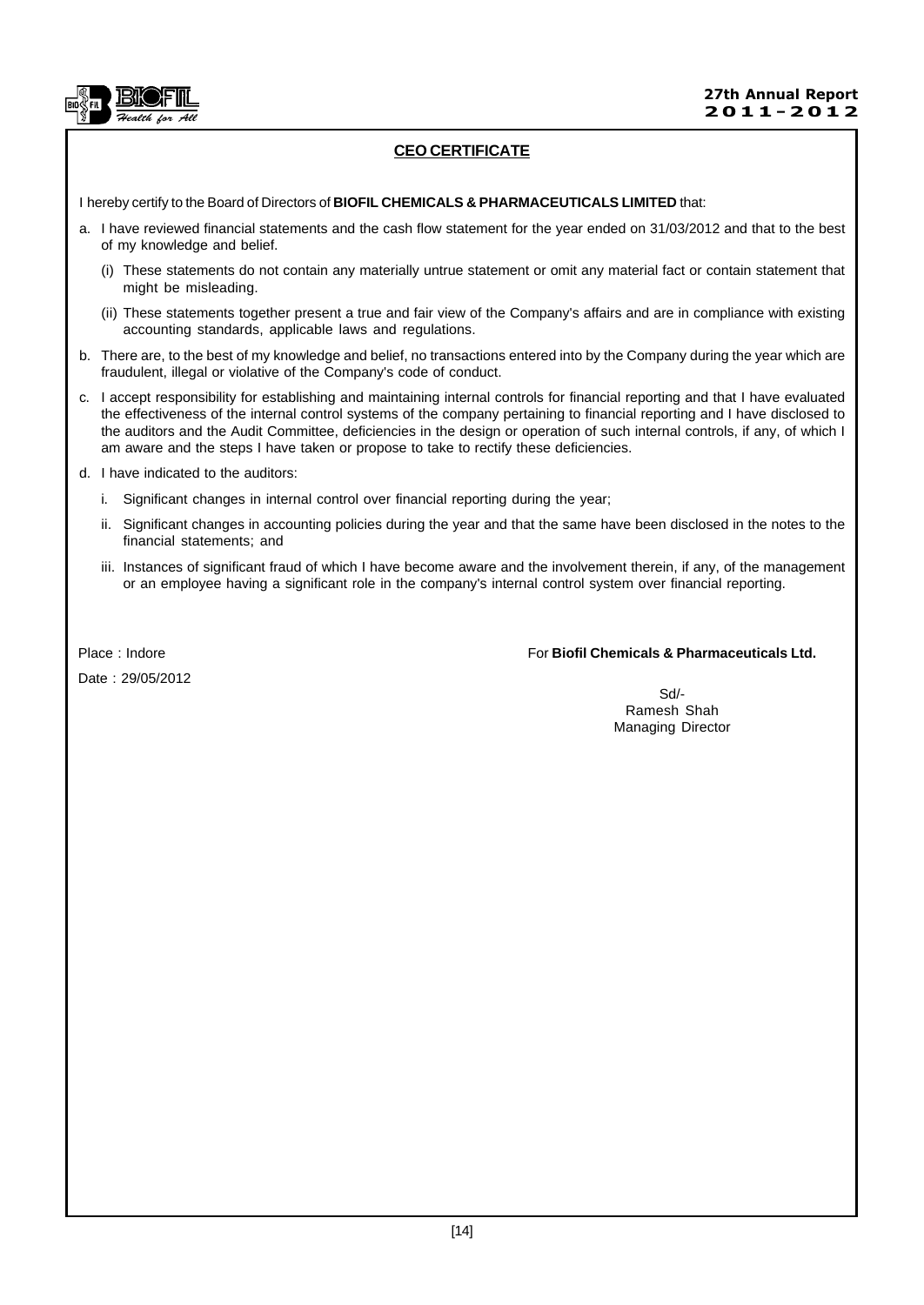## CEO CERTIFICATE

I hereby certify to the Board of Directors of **BIOFIL CHEMICALS & PHARMACEUTICALS LIMITED** that:

a. I have reviewed financial statements and the cash flow statement for the year ended on 31/03/2012 and that to the best of my knowledge and belief.

   (i) These statements do not contain any materially untrue statement or omit any material fact or contain statement that might be misleading.

   (ii) These statements together present a true and fair view of the Company's affairs and are in compliance with existing accounting standards, applicable laws and regulations.

b. There are, to the best of my knowledge and belief, no transactions entered into by the Company during the year which are fraudulent, illegal or violative of the Company's code of conduct.

c. I accept responsibility for establishing and maintaining internal controls for financial reporting and that I have evaluated the effectiveness of the internal control systems of the company pertaining to financial reporting and I have disclosed to the auditors and the Audit Committee, deficiencies in the design or operation of such internal controls, if any, of which I am aware and the steps I have taken or propose to take to rectify these deficiencies.

d. I have indicated to the auditors:

   i. Significant changes in internal control over financial reporting during the year;

   ii. Significant changes in accounting policies during the year and that the same have been disclosed in the notes to the financial statements; and

   iii. Instances of significant fraud of which I have become aware and the involvement therein, if any, of the management or an employee having a significant role in the company's internal control system over financial reporting.

Place : Indore

Date : 29/05/2012

For **Biofil Chemicals & Pharmaceuticals Ltd.**

Sd/-
Ramesh Shah
Managing Director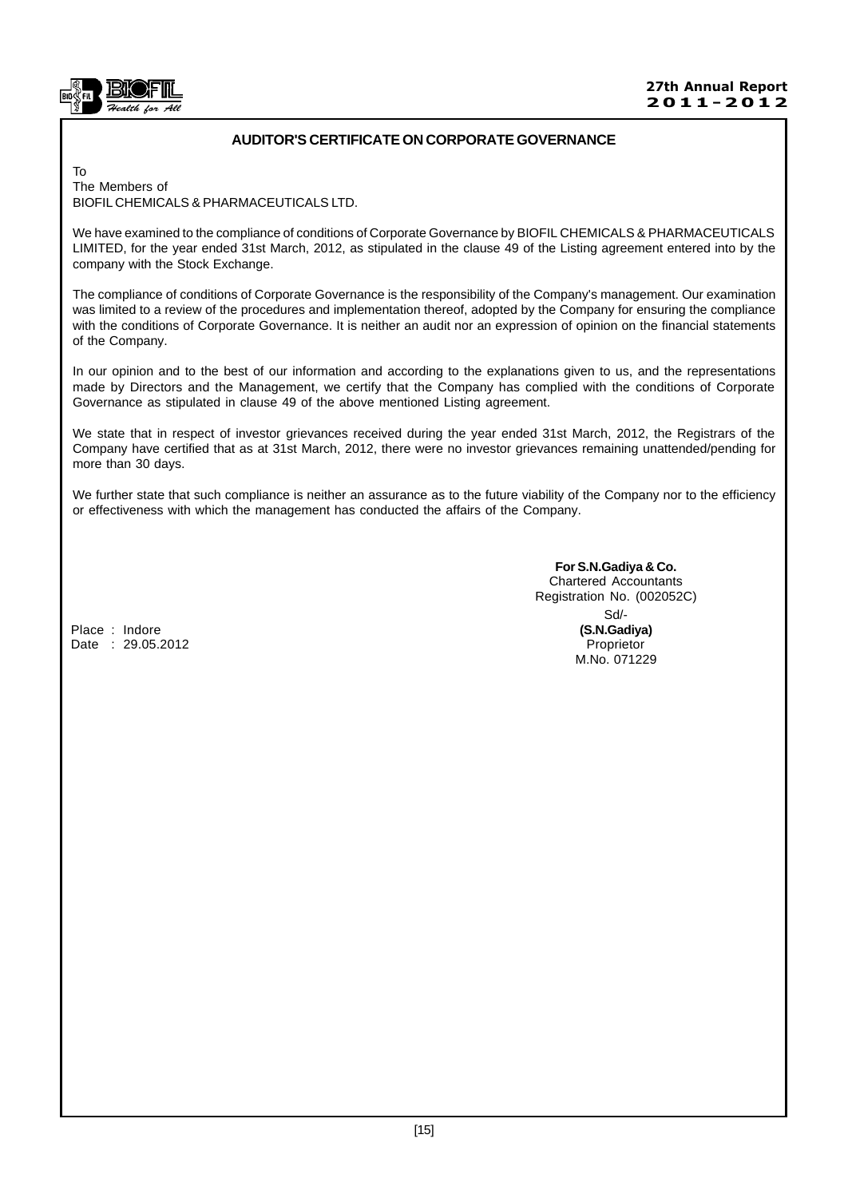## AUDITOR'S CERTIFICATE ON CORPORATE GOVERNANCE

To
The Members of
BIOFIL CHEMICALS & PHARMACEUTICALS LTD.

We have examined to the compliance of conditions of Corporate Governance by BIOFIL CHEMICALS & PHARMACEUTICALS LIMITED, for the year ended 31st March, 2012, as stipulated in the clause 49 of the Listing agreement entered into by the company with the Stock Exchange.

The compliance of conditions of Corporate Governance is the responsibility of the Company's management. Our examination was limited to a review of the procedures and implementation thereof, adopted by the Company for ensuring the compliance with the conditions of Corporate Governance. It is neither an audit nor an expression of opinion on the financial statements of the Company.

In our opinion and to the best of our information and according to the explanations given to us, and the representations made by Directors and the Management, we certify that the Company has complied with the conditions of Corporate Governance as stipulated in clause 49 of the above mentioned Listing agreement.

We state that in respect of investor grievances received during the year ended 31st March, 2012, the Registrars of the Company have certified that as at 31st March, 2012, there were no investor grievances remaining unattended/pending for more than 30 days.

We further state that such compliance is neither an assurance as to the future viability of the Company nor to the efficiency or effectiveness with which the management has conducted the affairs of the Company.

**For S.N.Gadiya & Co.**
Chartered Accountants
Registration No. (002052C)
Sd/-
**(S.N.Gadiya)**
Proprietor
M.No. 071229

Place : Indore
Date : 29.05.2012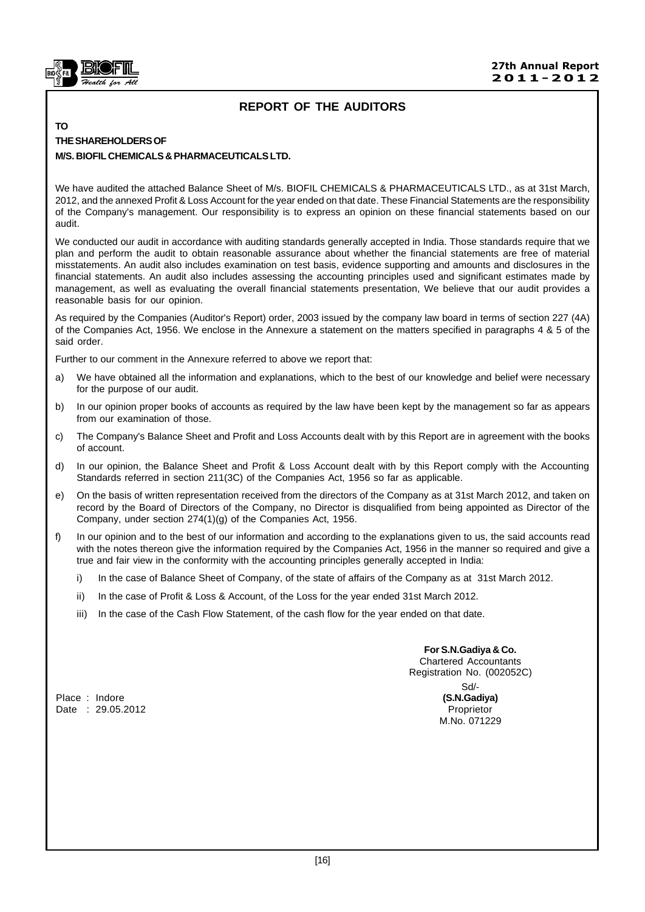## REPORT OF THE AUDITORS

**TO**

**THE SHAREHOLDERS OF**

**M/S. BIOFIL CHEMICALS & PHARMACEUTICALS LTD.**

We have audited the attached Balance Sheet of M/s. BIOFIL CHEMICALS & PHARMACEUTICALS LTD., as at 31st March, 2012, and the annexed Profit & Loss Account for the year ended on that date. These Financial Statements are the responsibility of the Company's management. Our responsibility is to express an opinion on these financial statements based on our audit.

We conducted our audit in accordance with auditing standards generally accepted in India. Those standards require that we plan and perform the audit to obtain reasonable assurance about whether the financial statements are free of material misstatements. An audit also includes examination on test basis, evidence supporting and amounts and disclosures in the financial statements. An audit also includes assessing the accounting principles used and significant estimates made by management, as well as evaluating the overall financial statements presentation, We believe that our audit provides a reasonable basis for our opinion.

As required by the Companies (Auditor's Report) order, 2003 issued by the company law board in terms of section 227 (4A) of the Companies Act, 1956. We enclose in the Annexure a statement on the matters specified in paragraphs 4 & 5 of the said order.

Further to our comment in the Annexure referred to above we report that:

a) We have obtained all the information and explanations, which to the best of our knowledge and belief were necessary for the purpose of our audit.

b) In our opinion proper books of accounts as required by the law have been kept by the management so far as appears from our examination of those.

c) The Company's Balance Sheet and Profit and Loss Accounts dealt with by this Report are in agreement with the books of account.

d) In our opinion, the Balance Sheet and Profit & Loss Account dealt with by this Report comply with the Accounting Standards referred in section 211(3C) of the Companies Act, 1956 so far as applicable.

e) On the basis of written representation received from the directors of the Company as at 31st March 2012, and taken on record by the Board of Directors of the Company, no Director is disqualified from being appointed as Director of the Company, under section 274(1)(g) of the Companies Act, 1956.

f) In our opinion and to the best of our information and according to the explanations given to us, the said accounts read with the notes thereon give the information required by the Companies Act, 1956 in the manner so required and give a true and fair view in the conformity with the accounting principles generally accepted in India:

   i) In the case of Balance Sheet of Company, of the state of affairs of the Company as at 31st March 2012.

   ii) In the case of Profit & Loss & Account, of the Loss for the year ended 31st March 2012.

   iii) In the case of the Cash Flow Statement, of the cash flow for the year ended on that date.

**For S.N.Gadiya & Co.**
Chartered Accountants
Registration No. (002052C)
Sd/-
**(S.N.Gadiya)**
Proprietor
M.No. 071229

Place : Indore
Date : 29.05.2012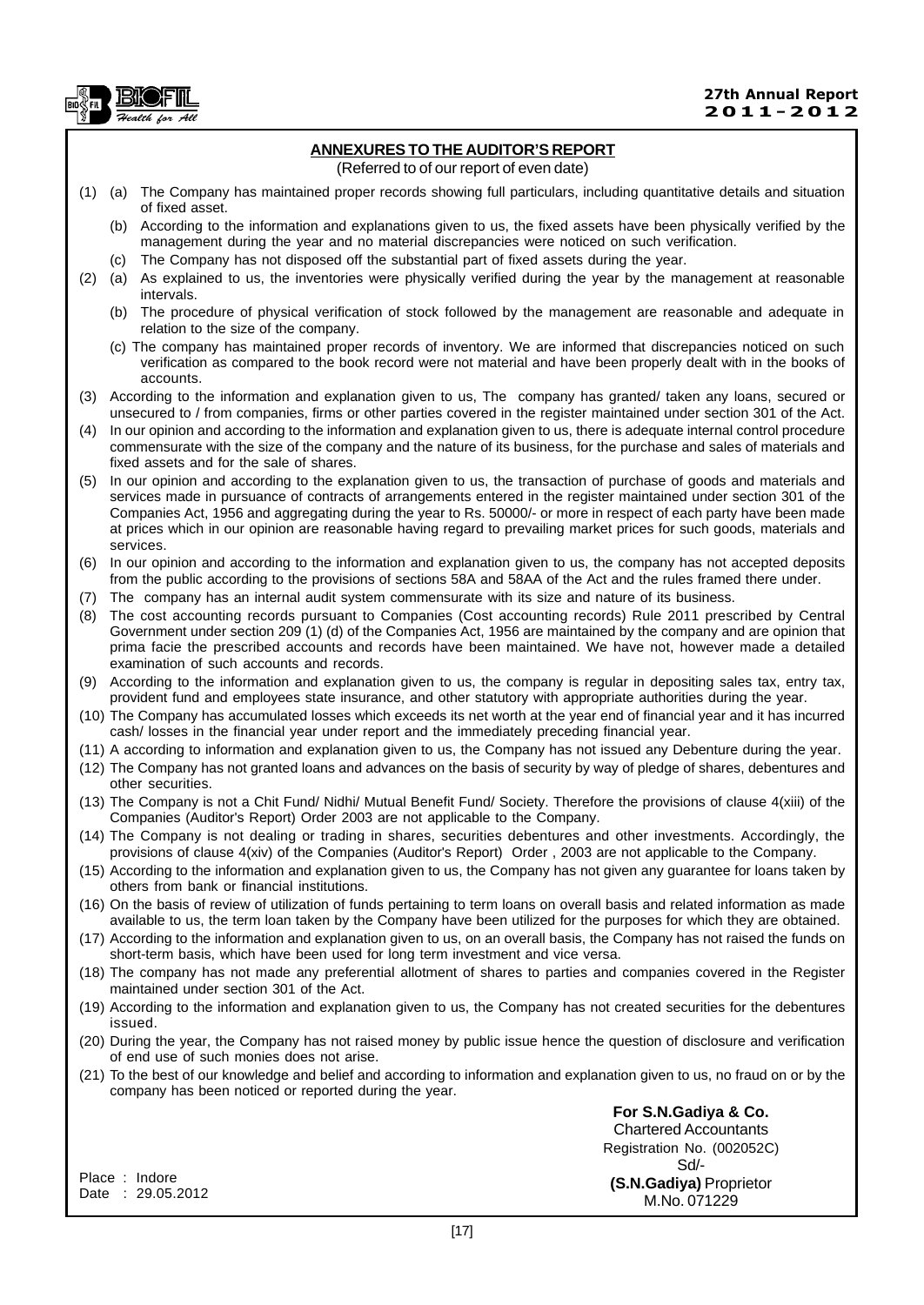## ANNEXURES TO THE AUDITOR'S REPORT

(Referred to of our report of even date)

(1) (a) The Company has maintained proper records showing full particulars, including quantitative details and situation of fixed asset.

(b) According to the information and explanations given to us, the fixed assets have been physically verified by the management during the year and no material discrepancies were noticed on such verification.

(c) The Company has not disposed off the substantial part of fixed assets during the year.

(2) (a) As explained to us, the inventories were physically verified during the year by the management at reasonable intervals.

(b) The procedure of physical verification of stock followed by the management are reasonable and adequate in relation to the size of the company.

(c) The company has maintained proper records of inventory. We are informed that discrepancies noticed on such verification as compared to the book record were not material and have been properly dealt with in the books of accounts.

(3) According to the information and explanation given to us, The company has granted/ taken any loans, secured or unsecured to / from companies, firms or other parties covered in the register maintained under section 301 of the Act.

(4) In our opinion and according to the information and explanation given to us, there is adequate internal control procedure commensurate with the size of the company and the nature of its business, for the purchase and sales of materials and fixed assets and for the sale of shares.

(5) In our opinion and according to the explanation given to us, the transaction of purchase of goods and materials and services made in pursuance of contracts of arrangements entered in the register maintained under section 301 of the Companies Act, 1956 and aggregating during the year to Rs. 50000/- or more in respect of each party have been made at prices which in our opinion are reasonable having regard to prevailing market prices for such goods, materials and services.

(6) In our opinion and according to the information and explanation given to us, the company has not accepted deposits from the public according to the provisions of sections 58A and 58AA of the Act and the rules framed there under.

(7) The company has an internal audit system commensurate with its size and nature of its business.

(8) The cost accounting records pursuant to Companies (Cost accounting records) Rule 2011 prescribed by Central Government under section 209 (1) (d) of the Companies Act, 1956 are maintained by the company and are opinion that prima facie the prescribed accounts and records have been maintained. We have not, however made a detailed examination of such accounts and records.

(9) According to the information and explanation given to us, the company is regular in depositing sales tax, entry tax, provident fund and employees state insurance, and other statutory with appropriate authorities during the year.

(10) The Company has accumulated losses which exceeds its net worth at the year end of financial year and it has incurred cash/ losses in the financial year under report and the immediately preceding financial year.

(11) A according to information and explanation given to us, the Company has not issued any Debenture during the year.

(12) The Company has not granted loans and advances on the basis of security by way of pledge of shares, debentures and other securities.

(13) The Company is not a Chit Fund/ Nidhi/ Mutual Benefit Fund/ Society. Therefore the provisions of clause 4(xiii) of the Companies (Auditor's Report) Order 2003 are not applicable to the Company.

(14) The Company is not dealing or trading in shares, securities debentures and other investments. Accordingly, the provisions of clause 4(xiv) of the Companies (Auditor's Report) Order , 2003 are not applicable to the Company.

(15) According to the information and explanation given to us, the Company has not given any guarantee for loans taken by others from bank or financial institutions.

(16) On the basis of review of utilization of funds pertaining to term loans on overall basis and related information as made available to us, the term loan taken by the Company have been utilized for the purposes for which they are obtained.

(17) According to the information and explanation given to us, on an overall basis, the Company has not raised the funds on short-term basis, which have been used for long term investment and vice versa.

(18) The company has not made any preferential allotment of shares to parties and companies covered in the Register maintained under section 301 of the Act.

(19) According to the information and explanation given to us, the Company has not created securities for the debentures issued.

(20) During the year, the Company has not raised money by public issue hence the question of disclosure and verification of end use of such monies does not arise.

(21) To the best of our knowledge and belief and according to information and explanation given to us, no fraud on or by the company has been noticed or reported during the year.

**For S.N.Gadiya & Co.**
Chartered Accountants
Registration No. (002052C)
Sd/-
**(S.N.Gadiya)** Proprietor
M.No. 071229

Place : Indore
Date : 29.05.2012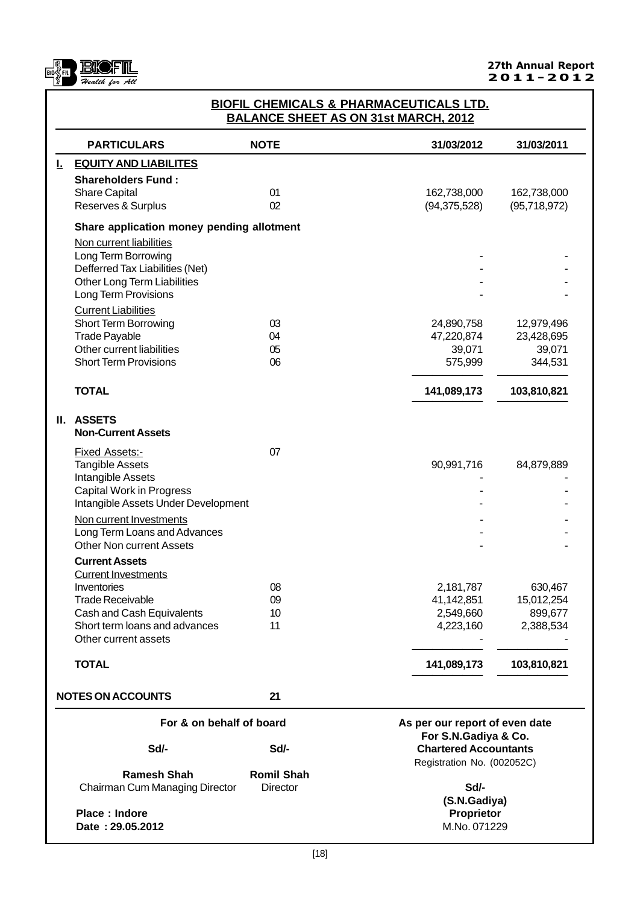## BIOFIL CHEMICALS & PHARMACEUTICALS LTD.
## BALANCE SHEET AS ON 31st MARCH, 2012

| | PARTICULARS | NOTE | 31/03/2012 | 31/03/2011 |
|---|---|---|---|---|
| **I.** | **EQUITY AND LIABILITES** | | | |
| | **Shareholders Fund :** | | | |
| | Share Capital | 01 | 162,738,000 | 162,738,000 |
| | Reserves & Surplus | 02 | (94,375,528) | (95,718,972) |
| | **Share application money pending allotment** | | | |
| | Non current liabilities | | | |
| | Long Term Borrowing | | - | - |
| | Defferred Tax Liabilities (Net) | | - | - |
| | Other Long Term Liabilities | | - | - |
| | Long Term Provisions | | - | - |
| | Current Liabilities | | | |
| | Short Term Borrowing | 03 | 24,890,758 | 12,979,496 |
| | Trade Payable | 04 | 47,220,874 | 23,428,695 |
| | Other current liabilities | 05 | 39,071 | 39,071 |
| | Short Term Provisions | 06 | 575,999 | 344,531 |
| | **TOTAL** | | **141,089,173** | **103,810,821** |
| **II.** | **ASSETS** | | | |
| | **Non-Current Assets** | | | |
| | Fixed Assets:- | 07 | | |
| | Tangible Assets | | 90,991,716 | 84,879,889 |
| | Intangible Assets | | - | - |
| | Capital Work in Progress | | - | - |
| | Intangible Assets Under Development | | - | - |
| | Non current Investments | | - | - |
| | Long Term Loans and Advances | | - | - |
| | Other Non current Assets | | - | - |
| | **Current Assets** | | | |
| | Current Investments | | | |
| | Inventories | 08 | 2,181,787 | 630,467 |
| | Trade Receivable | 09 | 41,142,851 | 15,012,254 |
| | Cash and Cash Equivalents | 10 | 2,549,660 | 899,677 |
| | Short term loans and advances | 11 | 4,223,160 | 2,388,534 |
| | Other current assets | | - | - |
| | **TOTAL** | | **141,089,173** | **103,810,821** |

**NOTES ON ACCOUNTS** **21**

**For & on behalf of board**

| Sd/- | Sd/- |
|---|---|
| **Ramesh Shah** | **Romil Shah** |
| Chairman Cum Managing Director | Director |

**Place : Indore**
**Date : 29.05.2012**

**As per our report of even date**
**For S.N.Gadiya & Co.**
**Chartered Accountants**
Registration No. (002052C)

**Sd/-**
**(S.N.Gadiya)**
**Proprietor**
M.No. 071229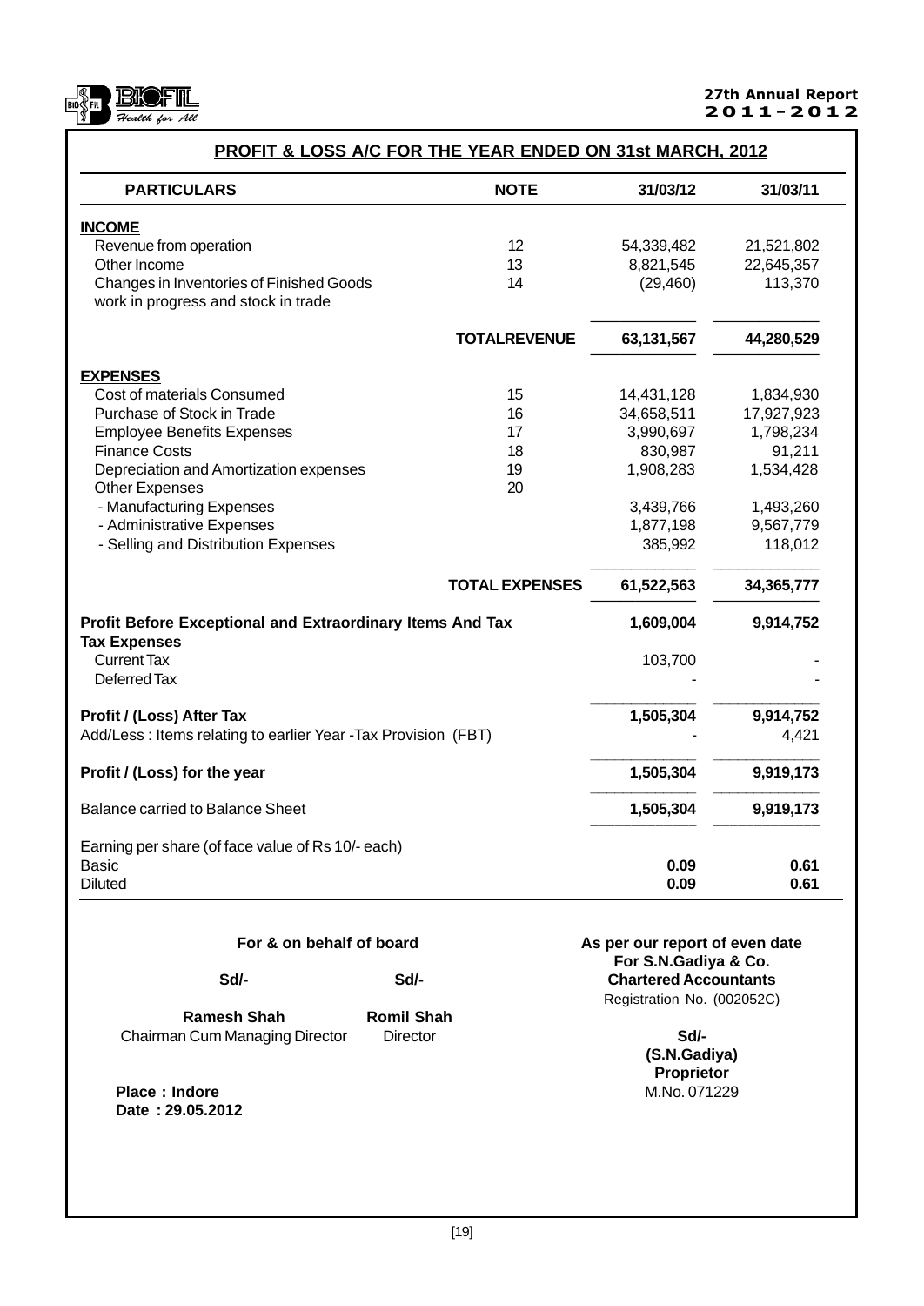## PROFIT & LOSS A/C FOR THE YEAR ENDED ON 31st MARCH, 2012

| PARTICULARS | NOTE | 31/03/12 | 31/03/11 |
|---|---|---|---|
| **INCOME** | | | |
| Revenue from operation | 12 | 54,339,482 | 21,521,802 |
| Other Income | 13 | 8,821,545 | 22,645,357 |
| Changes in Inventories of Finished Goods work in progress and stock in trade | 14 | (29,460) | 113,370 |
| | **TOTALREVENUE** | **63,131,567** | **44,280,529** |
| **EXPENSES** | | | |
| Cost of materials Consumed | 15 | 14,431,128 | 1,834,930 |
| Purchase of Stock in Trade | 16 | 34,658,511 | 17,927,923 |
| Employee Benefits Expenses | 17 | 3,990,697 | 1,798,234 |
| Finance Costs | 18 | 830,987 | 91,211 |
| Depreciation and Amortization expenses | 19 | 1,908,283 | 1,534,428 |
| Other Expenses | 20 | | |
| - Manufacturing Expenses | | 3,439,766 | 1,493,260 |
| - Administrative Expenses | | 1,877,198 | 9,567,779 |
| - Selling and Distribution Expenses | | 385,992 | 118,012 |
| | **TOTAL EXPENSES** | **61,522,563** | **34,365,777** |
| **Profit Before Exceptional and Extraordinary Items And Tax** | | **1,609,004** | **9,914,752** |
| **Tax Expenses** | | | |
| Current Tax | | 103,700 | - |
| Deferred Tax | | - | - |
| **Profit / (Loss) After Tax** | | **1,505,304** | **9,914,752** |
| Add/Less : Items relating to earlier Year -Tax Provision (FBT) | | - | 4,421 |
| **Profit / (Loss) for the year** | | **1,505,304** | **9,919,173** |
| Balance carried to Balance Sheet | | **1,505,304** | **9,919,173** |
| Earning per share (of face value of Rs 10/- each) | | | |
| Basic | | **0.09** | **0.61** |
| Diluted | | **0.09** | **0.61** |

**For & on behalf of board**

Sd/- Sd/-

**Ramesh Shah** — Chairman Cum Managing Director

**Romil Shah** — Director

**Place : Indore**
**Date : 29.05.2012**

**As per our report of even date**
**For S.N.Gadiya & Co.**
**Chartered Accountants**
Registration No. (002052C)

**Sd/-**
**(S.N.Gadiya)**
**Proprietor**
M.No. 071229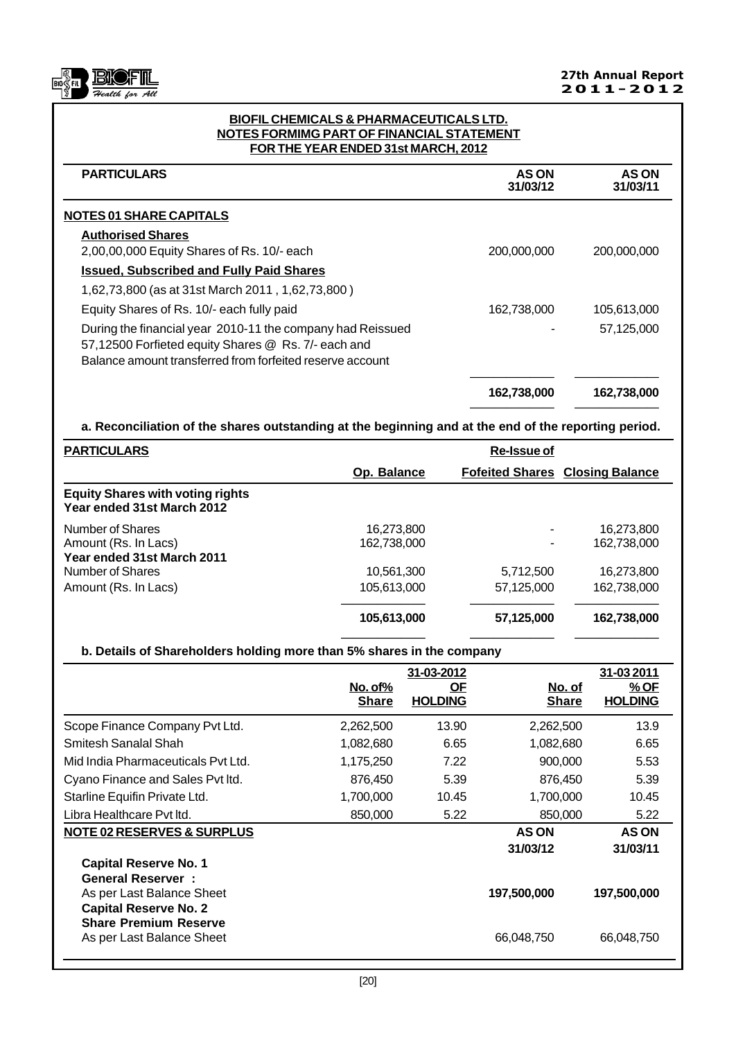**BIOFIL CHEMICALS & PHARMACEUTICALS LTD.**
**NOTES FORMIMG PART OF FINANCIAL STATEMENT**
**FOR THE YEAR ENDED 31st MARCH, 2012**

| PARTICULARS | AS ON 31/03/12 | AS ON 31/03/11 |
|---|---|---|
| **NOTES 01 SHARE CAPITALS** | | |
| **Authorised Shares** | | |
| 2,00,00,000 Equity Shares of Rs. 10/- each | 200,000,000 | 200,000,000 |
| **Issued, Subscribed and Fully Paid Shares** | | |
| 1,62,73,800 (as at 31st March 2011 , 1,62,73,800 ) | | |
| Equity Shares of Rs. 10/- each fully paid | 162,738,000 | 105,613,000 |
| During the financial year 2010-11 the company had Reissued 57,12500 Forfieted equity Shares @ Rs. 7/- each and Balance amount transferred from forfeited reserve account | - | 57,125,000 |
| | **162,738,000** | **162,738,000** |

**a. Reconciliation of the shares outstanding at the beginning and at the end of the reporting period.**

| PARTICULARS | Op. Balance | Re-Issue of Fofeited Shares | Closing Balance |
|---|---|---|---|
| **Equity Shares with voting rights Year ended 31st March 2012** | | | |
| Number of Shares | 16,273,800 | - | 16,273,800 |
| Amount (Rs. In Lacs) | 162,738,000 | - | 162,738,000 |
| **Year ended 31st March 2011** | | | |
| Number of Shares | 10,561,300 | 5,712,500 | 16,273,800 |
| Amount (Rs. In Lacs) | 105,613,000 | 57,125,000 | 162,738,000 |
| | **105,613,000** | **57,125,000** | **162,738,000** |

**b. Details of Shareholders holding more than 5% shares in the company**

| | 31-03-2012 | | 31-03 2011 | |
|---|---|---|---|---|
| | No. of% Share | OF HOLDING | No. of Share | % OF HOLDING |
| Scope Finance Company Pvt Ltd. | 2,262,500 | 13.90 | 2,262,500 | 13.9 |
| Smitesh Sanalal Shah | 1,082,680 | 6.65 | 1,082,680 | 6.65 |
| Mid India Pharmaceuticals Pvt Ltd. | 1,175,250 | 7.22 | 900,000 | 5.53 |
| Cyano Finance and Sales Pvt ltd. | 876,450 | 5.39 | 876,450 | 5.39 |
| Starline Equifin Private Ltd. | 1,700,000 | 10.45 | 1,700,000 | 10.45 |
| Libra Healthcare Pvt ltd. | 850,000 | 5.22 | 850,000 | 5.22 |

| **NOTE 02 RESERVES & SURPLUS** | AS ON 31/03/12 | AS ON 31/03/11 |
|---|---|---|
| **Capital Reserve No. 1** | | |
| **General Reserver :** | | |
| As per Last Balance Sheet | **197,500,000** | **197,500,000** |
| **Capital Reserve No. 2** | | |
| **Share Premium Reserve** | | |
| As per Last Balance Sheet | 66,048,750 | 66,048,750 |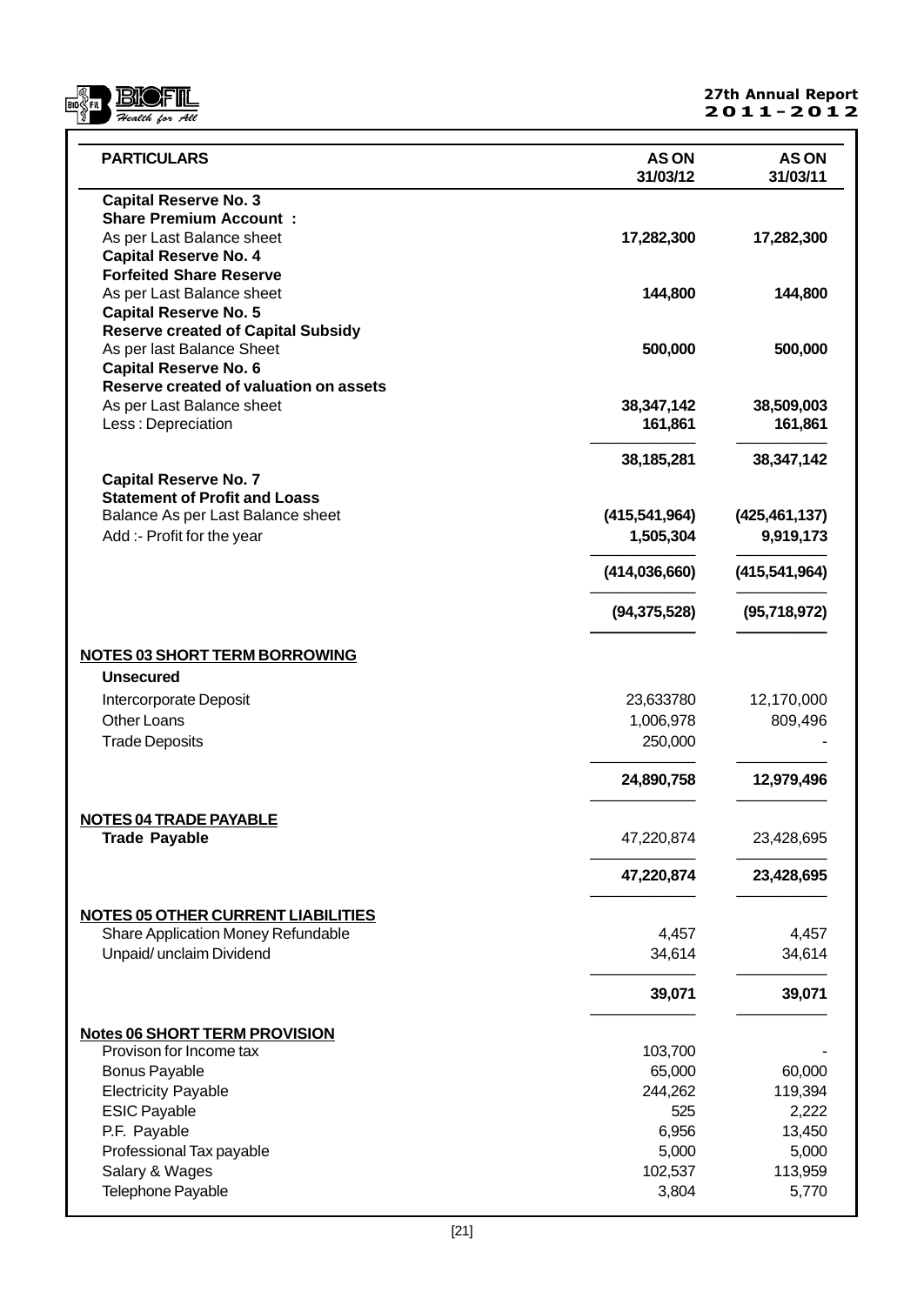| PARTICULARS | AS ON 31/03/12 | AS ON 31/03/11 |
|---|---|---|
| **Capital Reserve No. 3** | | |
| **Share Premium Account :** | | |
| As per Last Balance sheet | **17,282,300** | **17,282,300** |
| **Capital Reserve No. 4** | | |
| **Forfeited Share Reserve** | | |
| As per Last Balance sheet | **144,800** | **144,800** |
| **Capital Reserve No. 5** | | |
| **Reserve created of Capital Subsidy** | | |
| As per last Balance Sheet | **500,000** | **500,000** |
| **Capital Reserve No. 6** | | |
| **Reserve created of valuation on assets** | | |
| As per Last Balance sheet | **38,347,142** | **38,509,003** |
| Less : Depreciation | **161,861** | **161,861** |
| | **38,185,281** | **38,347,142** |
| **Capital Reserve No. 7** | | |
| **Statement of Profit and Loass** | | |
| Balance As per Last Balance sheet | **(415,541,964)** | **(425,461,137)** |
| Add :- Profit for the year | **1,505,304** | **9,919,173** |
| | **(414,036,660)** | **(415,541,964)** |
| | **(94,375,528)** | **(95,718,972)** |
| **NOTES 03 SHORT TERM BORROWING** | | |
| **Unsecured** | | |
| Intercorporate Deposit | 23,633780 | 12,170,000 |
| Other Loans | 1,006,978 | 809,496 |
| Trade Deposits | 250,000 | - |
| | **24,890,758** | **12,979,496** |
| **NOTES 04 TRADE PAYABLE** | | |
| **Trade Payable** | 47,220,874 | 23,428,695 |
| | **47,220,874** | **23,428,695** |
| **NOTES 05 OTHER CURRENT LIABILITIES** | | |
| Share Application Money Refundable | 4,457 | 4,457 |
| Unpaid/ unclaim Dividend | 34,614 | 34,614 |
| | **39,071** | **39,071** |
| **Notes 06 SHORT TERM PROVISION** | | |
| Provison for Income tax | 103,700 | - |
| Bonus Payable | 65,000 | 60,000 |
| Electricity Payable | 244,262 | 119,394 |
| ESIC Payable | 525 | 2,222 |
| P.F. Payable | 6,956 | 13,450 |
| Professional Tax payable | 5,000 | 5,000 |
| Salary & Wages | 102,537 | 113,959 |
| Telephone Payable | 3,804 | 5,770 |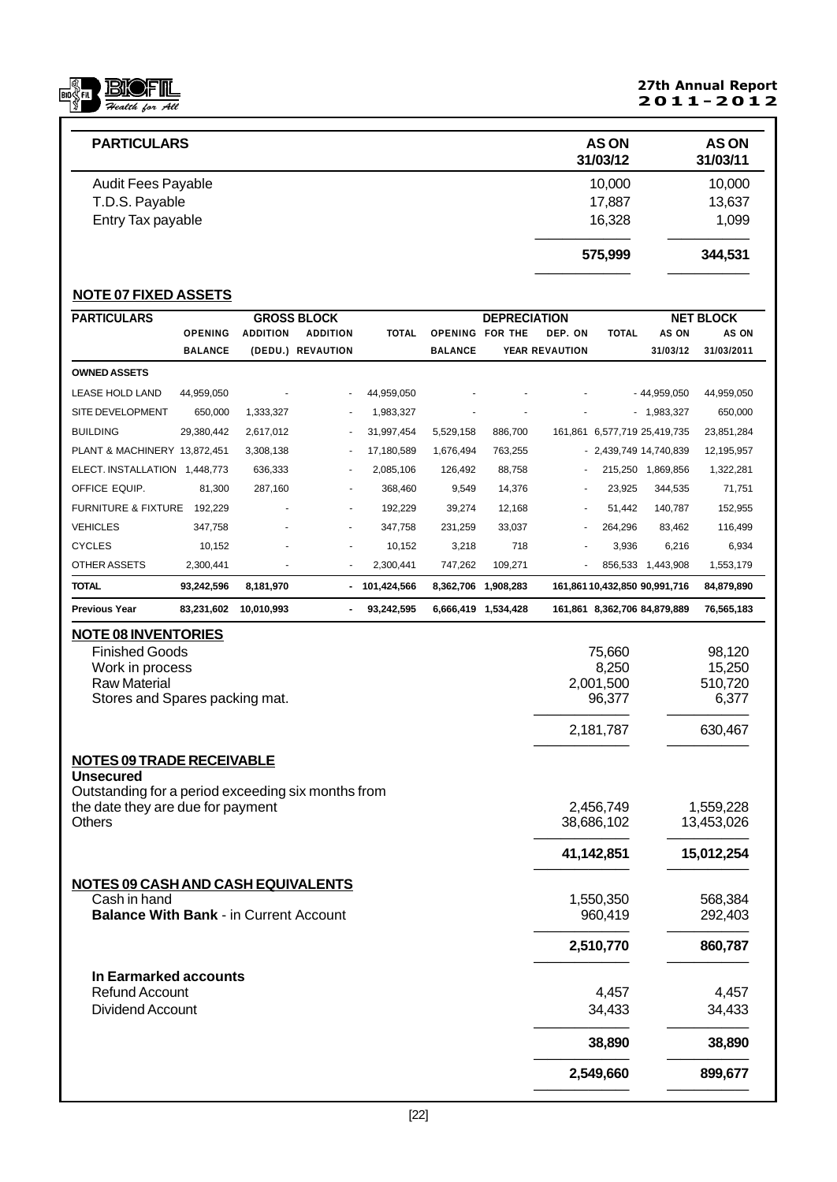| PARTICULARS | AS ON 31/03/12 | AS ON 31/03/11 |
|---|---|---|
| Audit Fees Payable | 10,000 | 10,000 |
| T.D.S. Payable | 17,887 | 13,637 |
| Entry Tax payable | 16,328 | 1,099 |
| | **575,999** | **344,531** |

## NOTE 07 FIXED ASSETS

| PARTICULARS | GROSS BLOCK | | | | DEPRECIATION | | | | NET BLOCK | |
|---|---|---|---|---|---|---|---|---|---|---|
| | OPENING BALANCE | ADDITION (DEDU.) | ADDITION REVAUTION | TOTAL | OPENING BALANCE | FOR THE YEAR | DEP. ON REVAUTION | TOTAL | AS ON 31/03/12 | AS ON 31/03/2011 |
| **OWNED ASSETS** | | | | | | | | | | |
| LEASE HOLD LAND | 44,959,050 | - | - | 44,959,050 | - | - | - | - | 44,959,050 | 44,959,050 |
| SITE DEVELOPMENT | 650,000 | 1,333,327 | - | 1,983,327 | - | - | - | - | 1,983,327 | 650,000 |
| BUILDING | 29,380,442 | 2,617,012 | - | 31,997,454 | 5,529,158 | 886,700 | 161,861 | 6,577,719 | 25,419,735 | 23,851,284 |
| PLANT & MACHINERY | 13,872,451 | 3,308,138 | - | 17,180,589 | 1,676,494 | 763,255 | - | 2,439,749 | 14,740,839 | 12,195,957 |
| ELECT. INSTALLATION | 1,448,773 | 636,333 | - | 2,085,106 | 126,492 | 88,758 | - | 215,250 | 1,869,856 | 1,322,281 |
| OFFICE EQUIP. | 81,300 | 287,160 | - | 368,460 | 9,549 | 14,376 | - | 23,925 | 344,535 | 71,751 |
| FURNITURE & FIXTURE | 192,229 | - | - | 192,229 | 39,274 | 12,168 | - | 51,442 | 140,787 | 152,955 |
| VEHICLES | 347,758 | - | - | 347,758 | 231,259 | 33,037 | - | 264,296 | 83,462 | 116,499 |
| CYCLES | 10,152 | - | - | 10,152 | 3,218 | 718 | - | 3,936 | 6,216 | 6,934 |
| OTHER ASSETS | 2,300,441 | - | - | 2,300,441 | 747,262 | 109,271 | - | 856,533 | 1,443,908 | 1,553,179 |
| **TOTAL** | **93,242,596** | **8,181,970** | **-** | **101,424,566** | **8,362,706** | **1,908,283** | **161,861** | **10,432,850** | **90,991,716** | **84,879,890** |
| **Previous Year** | **83,231,602** | **10,010,993** | **-** | **93,242,595** | **6,666,419** | **1,534,428** | **161,861** | **8,362,706** | **84,879,889** | **76,565,183** |

## NOTE 08 INVENTORIES

| | AS ON 31/03/12 | AS ON 31/03/11 |
|---|---|---|
| Finished Goods | 75,660 | 98,120 |
| Work in process | 8,250 | 15,250 |
| Raw Material | 2,001,500 | 510,720 |
| Stores and Spares packing mat. | 96,377 | 6,377 |
| | 2,181,787 | 630,467 |

## NOTES 09 TRADE RECEIVABLE

**Unsecured**

| | AS ON 31/03/12 | AS ON 31/03/11 |
|---|---|---|
| Outstanding for a period exceeding six months from the date they are due for payment | 2,456,749 | 1,559,228 |
| Others | 38,686,102 | 13,453,026 |
| | **41,142,851** | **15,012,254** |

## NOTES 09 CASH AND CASH EQUIVALENTS

| | AS ON 31/03/12 | AS ON 31/03/11 |
|---|---|---|
| Cash in hand | 1,550,350 | 568,384 |
| **Balance With Bank** - in Current Account | 960,419 | 292,403 |
| | **2,510,770** | **860,787** |
| **In Earmarked accounts** | | |
| Refund Account | 4,457 | 4,457 |
| Dividend Account | 34,433 | 34,433 |
| | **38,890** | **38,890** |
| | **2,549,660** | **899,677** |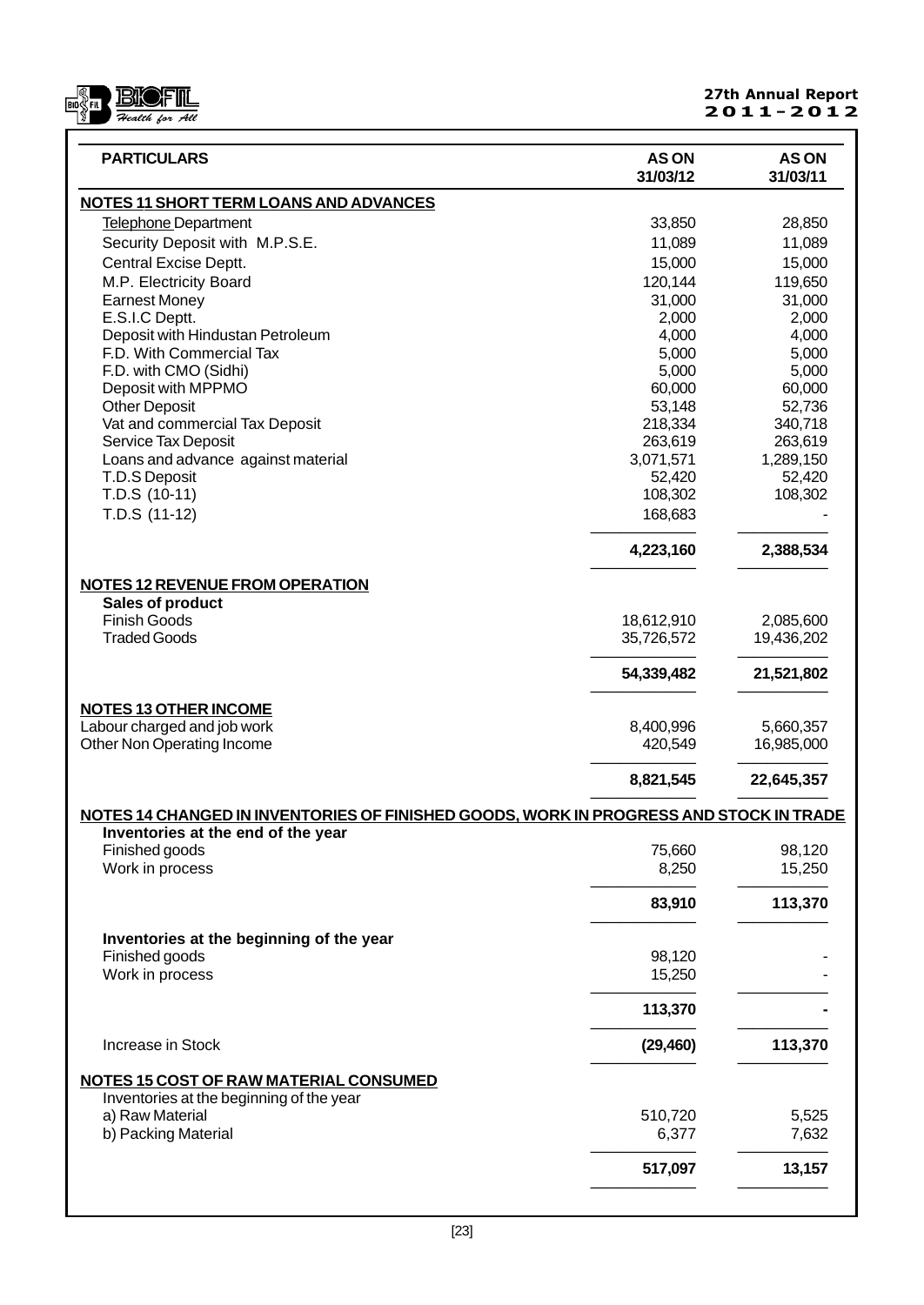| PARTICULARS | AS ON 31/03/12 | AS ON 31/03/11 |
|---|---|---|
| **NOTES 11 SHORT TERM LOANS AND ADVANCES** | | |
| Telephone Department | 33,850 | 28,850 |
| Security Deposit with M.P.S.E. | 11,089 | 11,089 |
| Central Excise Deptt. | 15,000 | 15,000 |
| M.P. Electricity Board | 120,144 | 119,650 |
| Earnest Money | 31,000 | 31,000 |
| E.S.I.C Deptt. | 2,000 | 2,000 |
| Deposit with Hindustan Petroleum | 4,000 | 4,000 |
| F.D. With Commercial Tax | 5,000 | 5,000 |
| F.D. with CMO (Sidhi) | 5,000 | 5,000 |
| Deposit with MPPMO | 60,000 | 60,000 |
| Other Deposit | 53,148 | 52,736 |
| Vat and commercial Tax Deposit | 218,334 | 340,718 |
| Service Tax Deposit | 263,619 | 263,619 |
| Loans and advance against material | 3,071,571 | 1,289,150 |
| T.D.S Deposit | 52,420 | 52,420 |
| T.D.S (10-11) | 108,302 | 108,302 |
| T.D.S (11-12) | 168,683 | - |
| | **4,223,160** | **2,388,534** |
| **NOTES 12 REVENUE FROM OPERATION** | | |
| **Sales of product** | | |
| Finish Goods | 18,612,910 | 2,085,600 |
| Traded Goods | 35,726,572 | 19,436,202 |
| | **54,339,482** | **21,521,802** |
| **NOTES 13 OTHER INCOME** | | |
| Labour charged and job work | 8,400,996 | 5,660,357 |
| Other Non Operating Income | 420,549 | 16,985,000 |
| | **8,821,545** | **22,645,357** |
| **NOTES 14 CHANGED IN INVENTORIES OF FINISHED GOODS, WORK IN PROGRESS AND STOCK IN TRADE** | | |
| **Inventories at the end of the year** | | |
| Finished goods | 75,660 | 98,120 |
| Work in process | 8,250 | 15,250 |
| | **83,910** | **113,370** |
| **Inventories at the beginning of the year** | | |
| Finished goods | 98,120 | - |
| Work in process | 15,250 | - |
| | **113,370** | **-** |
| Increase in Stock | **(29,460)** | **113,370** |
| **NOTES 15 COST OF RAW MATERIAL CONSUMED** | | |
| Inventories at the beginning of the year | | |
| a) Raw Material | 510,720 | 5,525 |
| b) Packing Material | 6,377 | 7,632 |
| | **517,097** | **13,157** |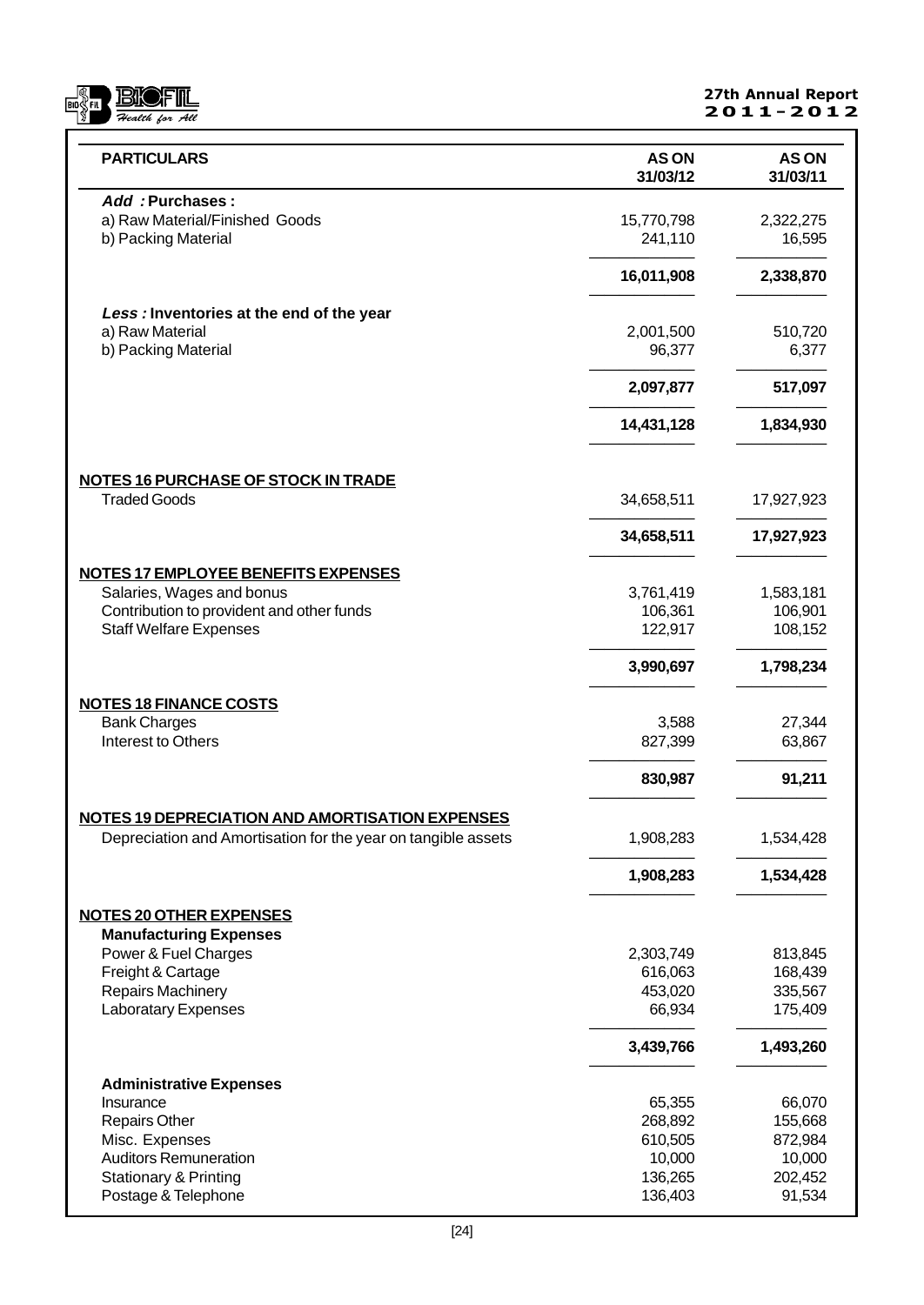| PARTICULARS | AS ON 31/03/12 | AS ON 31/03/11 |
|---|---|---|
| ***Add* : Purchases :** | | |
| a) Raw Material/Finished Goods | 15,770,798 | 2,322,275 |
| b) Packing Material | 241,110 | 16,595 |
| | **16,011,908** | **2,338,870** |
| ***Less* : Inventories at the end of the year** | | |
| a) Raw Material | 2,001,500 | 510,720 |
| b) Packing Material | 96,377 | 6,377 |
| | **2,097,877** | **517,097** |
| | **14,431,128** | **1,834,930** |
| **NOTES 16 PURCHASE OF STOCK IN TRADE** | | |
| Traded Goods | 34,658,511 | 17,927,923 |
| | **34,658,511** | **17,927,923** |
| **NOTES 17 EMPLOYEE BENEFITS EXPENSES** | | |
| Salaries, Wages and bonus | 3,761,419 | 1,583,181 |
| Contribution to provident and other funds | 106,361 | 106,901 |
| Staff Welfare Expenses | 122,917 | 108,152 |
| | **3,990,697** | **1,798,234** |
| **NOTES 18 FINANCE COSTS** | | |
| Bank Charges | 3,588 | 27,344 |
| Interest to Others | 827,399 | 63,867 |
| | **830,987** | **91,211** |
| **NOTES 19 DEPRECIATION AND AMORTISATION EXPENSES** | | |
| Depreciation and Amortisation for the year on tangible assets | 1,908,283 | 1,534,428 |
| | **1,908,283** | **1,534,428** |
| **NOTES 20 OTHER EXPENSES** | | |
| **Manufacturing Expenses** | | |
| Power & Fuel Charges | 2,303,749 | 813,845 |
| Freight & Cartage | 616,063 | 168,439 |
| Repairs Machinery | 453,020 | 335,567 |
| Laboratary Expenses | 66,934 | 175,409 |
| | **3,439,766** | **1,493,260** |
| **Administrative Expenses** | | |
| Insurance | 65,355 | 66,070 |
| Repairs Other | 268,892 | 155,668 |
| Misc. Expenses | 610,505 | 872,984 |
| Auditors Remuneration | 10,000 | 10,000 |
| Stationary & Printing | 136,265 | 202,452 |
| Postage & Telephone | 136,403 | 91,534 |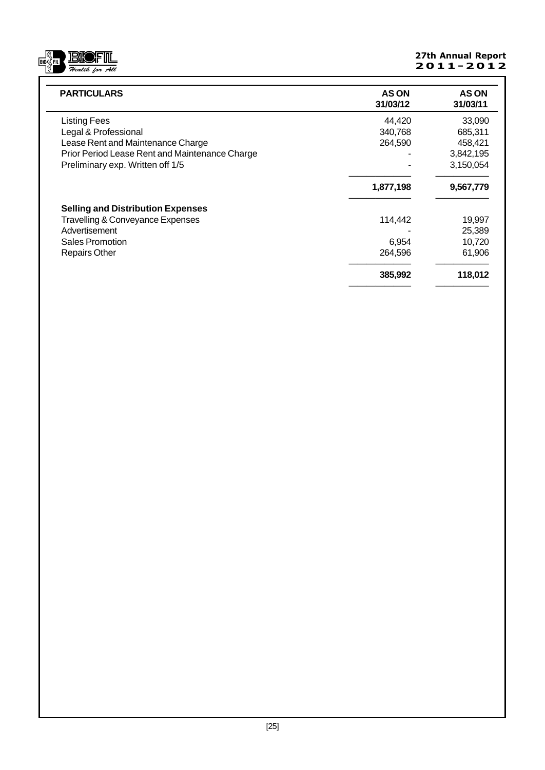| PARTICULARS | AS ON 31/03/12 | AS ON 31/03/11 |
|---|---|---|
| Listing Fees | 44,420 | 33,090 |
| Legal & Professional | 340,768 | 685,311 |
| Lease Rent and Maintenance Charge | 264,590 | 458,421 |
| Prior Period Lease Rent and Maintenance Charge | - | 3,842,195 |
| Preliminary exp. Written off 1/5 | - | 3,150,054 |
| | **1,877,198** | **9,567,779** |
| **Selling and Distribution Expenses** | | |
| Travelling & Conveyance Expenses | 114,442 | 19,997 |
| Advertisement | - | 25,389 |
| Sales Promotion | 6,954 | 10,720 |
| Repairs Other | 264,596 | 61,906 |
| | **385,992** | **118,012** |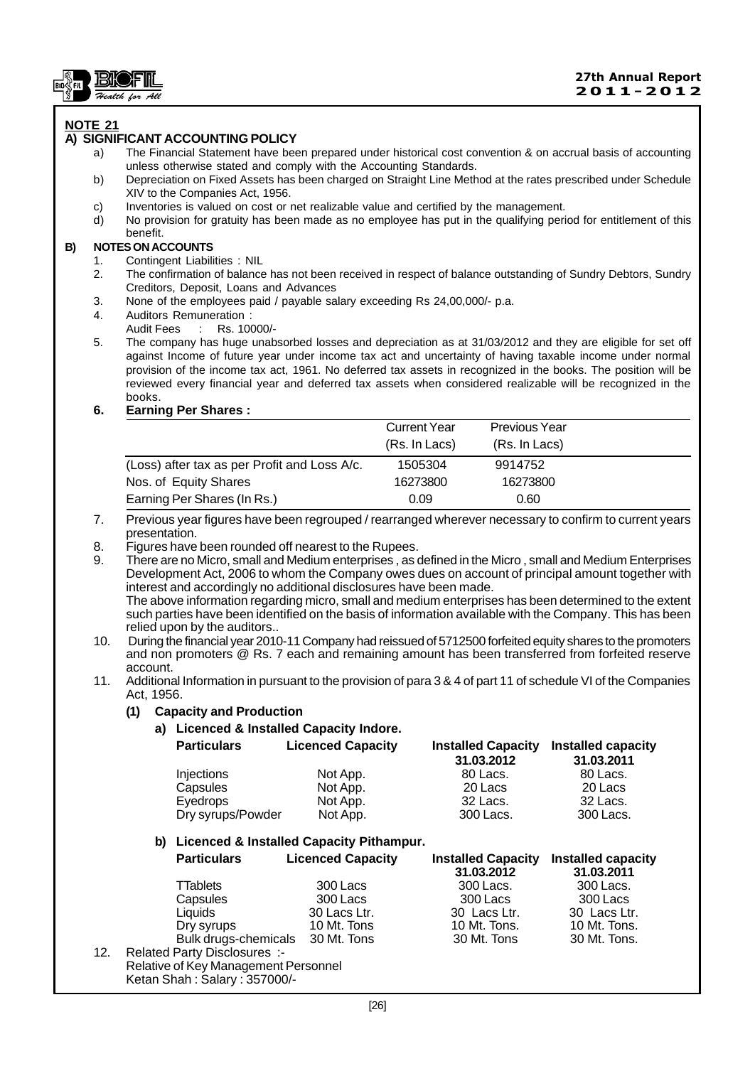## NOTE 21

### A) SIGNIFICANT ACCOUNTING POLICY

a) The Financial Statement have been prepared under historical cost convention & on accrual basis of accounting unless otherwise stated and comply with the Accounting Standards.

b) Depreciation on Fixed Assets has been charged on Straight Line Method at the rates prescribed under Schedule XIV to the Companies Act, 1956.

c) Inventories is valued on cost or net realizable value and certified by the management.

d) No provision for gratuity has been made as no employee has put in the qualifying period for entitlement of this benefit.

### B) NOTES ON ACCOUNTS

1. Contingent Liabilities : NIL
2. The confirmation of balance has not been received in respect of balance outstanding of Sundry Debtors, Sundry Creditors, Deposit, Loans and Advances
3. None of the employees paid / payable salary exceeding Rs 24,00,000/- p.a.
4. Auditors Remuneration :
   Audit Fees : Rs. 10000/-
5. The company has huge unabsorbed losses and depreciation as at 31/03/2012 and they are eligible for set off against Income of future year under income tax act and uncertainty of having taxable income under normal provision of the income tax act, 1961. No deferred tax assets in recognized in the books. The position will be reviewed every financial year and deferred tax assets when considered realizable will be recognized in the books.
6. **Earning Per Shares :**

| | Current Year (Rs. In Lacs) | Previous Year (Rs. In Lacs) |
|---|---|---|
| (Loss) after tax as per Profit and Loss A/c. | 1505304 | 9914752 |
| Nos. of Equity Shares | 16273800 | 16273800 |
| Earning Per Shares (In Rs.) | 0.09 | 0.60 |

7. Previous year figures have been regrouped / rearranged wherever necessary to confirm to current years presentation.
8. Figures have been rounded off nearest to the Rupees.
9. There are no Micro, small and Medium enterprises , as defined in the Micro , small and Medium Enterprises Development Act, 2006 to whom the Company owes dues on account of principal amount together with interest and accordingly no additional disclosures have been made.
   The above information regarding micro, small and medium enterprises has been determined to the extent such parties have been identified on the basis of information available with the Company. This has been relied upon by the auditors..
10. During the financial year 2010-11 Company had reissued of 5712500 forfeited equity shares to the promoters and non promoters @ Rs. 7 each and remaining amount has been transferred from forfeited reserve account.
11. Additional Information in pursuant to the provision of para 3 & 4 of part 11 of schedule VI of the Companies Act, 1956.

**(1) Capacity and Production**

**a) Licenced & Installed Capacity Indore.**

| Particulars | Licenced Capacity | Installed Capacity 31.03.2012 | Installed capacity 31.03.2011 |
|---|---|---|---|
| Injections | Not App. | 80 Lacs. | 80 Lacs. |
| Capsules | Not App. | 20 Lacs | 20 Lacs |
| Eyedrops | Not App. | 32 Lacs. | 32 Lacs. |
| Dry syrups/Powder | Not App. | 300 Lacs. | 300 Lacs. |

**b) Licenced & Installed Capacity Pithampur.**

| Particulars | Licenced Capacity | Installed Capacity 31.03.2012 | Installed capacity 31.03.2011 |
|---|---|---|---|
| TTablets | 300 Lacs | 300 Lacs. | 300 Lacs. |
| Capsules | 300 Lacs | 300 Lacs | 300 Lacs |
| Liquids | 30 Lacs Ltr. | 30 Lacs Ltr. | 30 Lacs Ltr. |
| Dry syrups | 10 Mt. Tons | 10 Mt. Tons. | 10 Mt. Tons. |
| Bulk drugs-chemicals | 30 Mt. Tons | 30 Mt. Tons | 30 Mt. Tons. |

12. Related Party Disclosures :-
    Relative of Key Management Personnel
    Ketan Shah : Salary : 357000/-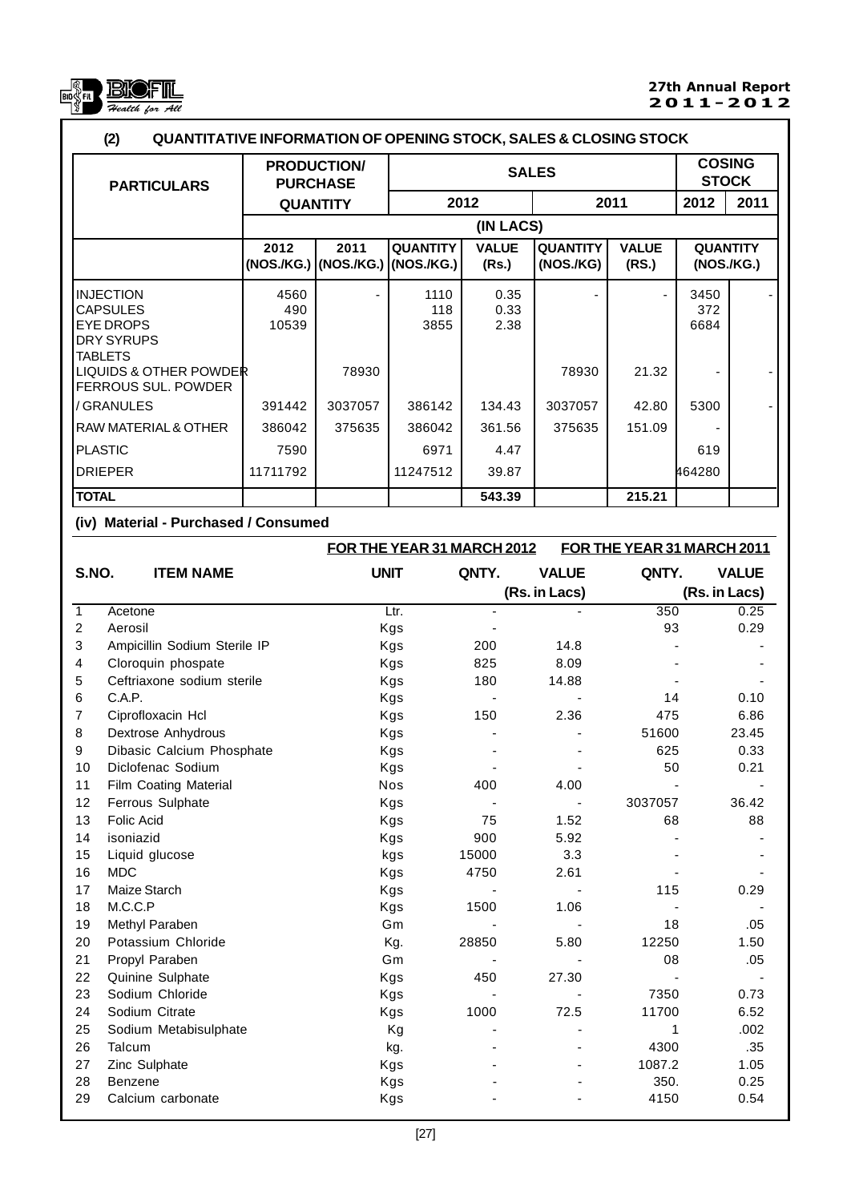### (2) QUANTITATIVE INFORMATION OF OPENING STOCK, SALES & CLOSING STOCK

| PARTICULARS | PRODUCTION/ PURCHASE QUANTITY | | SALES | | | | COSING STOCK | |
|---|---|---|---|---|---|---|---|---|
| | | | 2012 | | 2011 | | 2012 | 2011 |
| | (IN LACS) | | | | | | | |
| | 2012 (NOS./KG.) | 2011 (NOS./KG.) | QUANTITY (NOS./KG.) | VALUE (Rs.) | QUANTITY (NOS./KG) | VALUE (RS.) | QUANTITY (NOS./KG.) | |
| INJECTION | 4560 | - | 1110 | 0.35 | - | - | 3450 | - |
| CAPSULES | 490 | | 118 | 0.33 | | | 372 | |
| EYE DROPS | 10539 | | 3855 | 2.38 | | | 6684 | |
| DRY SYRUPS | | | | | | | | |
| TABLETS | | | | | | | | |
| LIQUIDS & OTHER POWDER | | 78930 | | | 78930 | 21.32 | - | - |
| FERROUS SUL. POWDER / GRANULES | 391442 | 3037057 | 386142 | 134.43 | 3037057 | 42.80 | 5300 | - |
| RAW MATERIAL & OTHER | 386042 | 375635 | 386042 | 361.56 | 375635 | 151.09 | - | |
| PLASTIC | 7590 | | 6971 | 4.47 | | | 619 | |
| DRIEPER | 11711792 | | 11247512 | 39.87 | | | 464280 | |
| **TOTAL** | | | | **543.39** | | **215.21** | | |

### (iv) Material - Purchased / Consumed

| S.NO. | ITEM NAME | UNIT | FOR THE YEAR 31 MARCH 2012 QNTY. | VALUE (Rs. in Lacs) | FOR THE YEAR 31 MARCH 2011 QNTY. | VALUE (Rs. in Lacs) |
|---|---|---|---|---|---|---|
| 1 | Acetone | Ltr. | - | - | 350 | 0.25 |
| 2 | Aerosil | Kgs | - | | 93 | 0.29 |
| 3 | Ampicillin Sodium Sterile IP | Kgs | 200 | 14.8 | - | - |
| 4 | Cloroquin phospate | Kgs | 825 | 8.09 | - | - |
| 5 | Ceftriaxone sodium sterile | Kgs | 180 | 14.88 | - | - |
| 6 | C.A.P. | Kgs | - | - | 14 | 0.10 |
| 7 | Ciprofloxacin Hcl | Kgs | 150 | 2.36 | 475 | 6.86 |
| 8 | Dextrose Anhydrous | Kgs | - | - | 51600 | 23.45 |
| 9 | Dibasic Calcium Phosphate | Kgs | - | - | 625 | 0.33 |
| 10 | Diclofenac Sodium | Kgs | - | - | 50 | 0.21 |
| 11 | Film Coating Material | Nos | 400 | 4.00 | - | - |
| 12 | Ferrous Sulphate | Kgs | - | - | 3037057 | 36.42 |
| 13 | Folic Acid | Kgs | 75 | 1.52 | 68 | 88 |
| 14 | isoniazid | Kgs | 900 | 5.92 | - | - |
| 15 | Liquid glucose | kgs | 15000 | 3.3 | - | - |
| 16 | MDC | Kgs | 4750 | 2.61 | - | - |
| 17 | Maize Starch | Kgs | - | - | 115 | 0.29 |
| 18 | M.C.C.P | Kgs | 1500 | 1.06 | - | - |
| 19 | Methyl Paraben | Gm | - | - | 18 | .05 |
| 20 | Potassium Chloride | Kg. | 28850 | 5.80 | 12250 | 1.50 |
| 21 | Propyl Paraben | Gm | - | - | 08 | .05 |
| 22 | Quinine Sulphate | Kgs | 450 | 27.30 | - | - |
| 23 | Sodium Chloride | Kgs | - | - | 7350 | 0.73 |
| 24 | Sodium Citrate | Kgs | 1000 | 72.5 | 11700 | 6.52 |
| 25 | Sodium Metabisulphate | Kg | - | - | 1 | .002 |
| 26 | Talcum | kg. | - | - | 4300 | .35 |
| 27 | Zinc Sulphate | Kgs | - | - | 1087.2 | 1.05 |
| 28 | Benzene | Kgs | - | - | 350. | 0.25 |
| 29 | Calcium carbonate | Kgs | - | - | 4150 | 0.54 |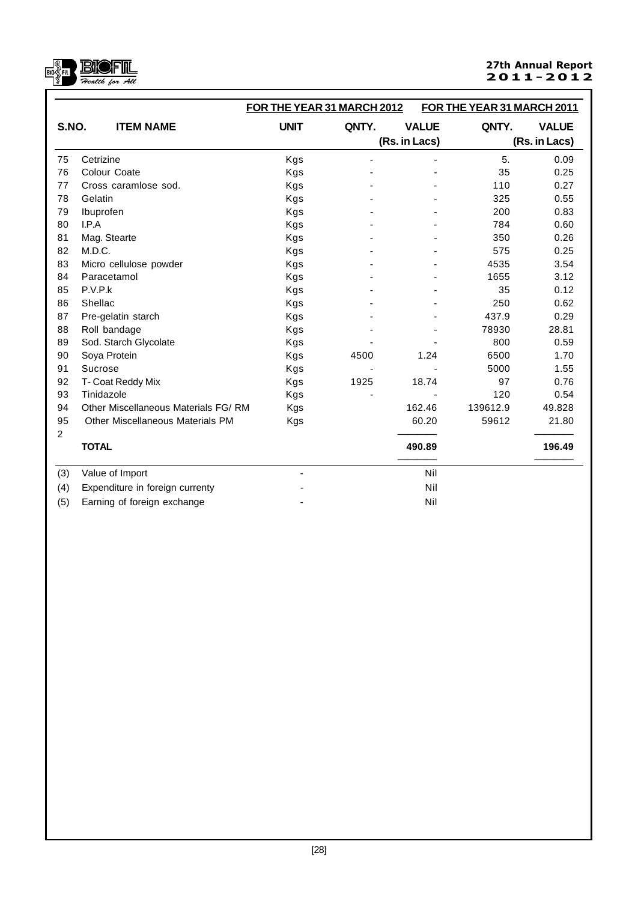| S.NO. | ITEM NAME | UNIT | FOR THE YEAR 31 MARCH 2012 QNTY. | FOR THE YEAR 31 MARCH 2012 VALUE (Rs. in Lacs) | FOR THE YEAR 31 MARCH 2011 QNTY. | FOR THE YEAR 31 MARCH 2011 VALUE (Rs. in Lacs) |
|---|---|---|---|---|---|---|
| 75 | Cetrizine | Kgs | - | - | 5. | 0.09 |
| 76 | Colour Coate | Kgs | - | - | 35 | 0.25 |
| 77 | Cross caramlose sod. | Kgs | - | - | 110 | 0.27 |
| 78 | Gelatin | Kgs | - | - | 325 | 0.55 |
| 79 | Ibuprofen | Kgs | - | - | 200 | 0.83 |
| 80 | I.P.A | Kgs | - | - | 784 | 0.60 |
| 81 | Mag. Stearte | Kgs | - | - | 350 | 0.26 |
| 82 | M.D.C. | Kgs | - | - | 575 | 0.25 |
| 83 | Micro cellulose powder | Kgs | - | - | 4535 | 3.54 |
| 84 | Paracetamol | Kgs | - | - | 1655 | 3.12 |
| 85 | P.V.P.k | Kgs | - | - | 35 | 0.12 |
| 86 | Shellac | Kgs | - | - | 250 | 0.62 |
| 87 | Pre-gelatin starch | Kgs | - | - | 437.9 | 0.29 |
| 88 | Roll bandage | Kgs | - | - | 78930 | 28.81 |
| 89 | Sod. Starch Glycolate | Kgs | - | - | 800 | 0.59 |
| 90 | Soya Protein | Kgs | 4500 | 1.24 | 6500 | 1.70 |
| 91 | Sucrose | Kgs | - | - | 5000 | 1.55 |
| 92 | T- Coat Reddy Mix | Kgs | 1925 | 18.74 | 97 | 0.76 |
| 93 | Tinidazole | Kgs | - | - | 120 | 0.54 |
| 94 | Other Miscellaneous Materials FG/ RM | Kgs | | 162.46 | 139612.9 | 49.828 |
| 95 | Other Miscellaneous Materials PM | Kgs | | 60.20 | 59612 | 21.80 |
| 2 | | | | | | |
| | **TOTAL** | | | **490.89** | | **196.49** |

| | | | |
|---|---|---|---|
| (3) | Value of Import | - | Nil |
| (4) | Expenditure in foreign currenty | - | Nil |
| (5) | Earning of foreign exchange | - | Nil |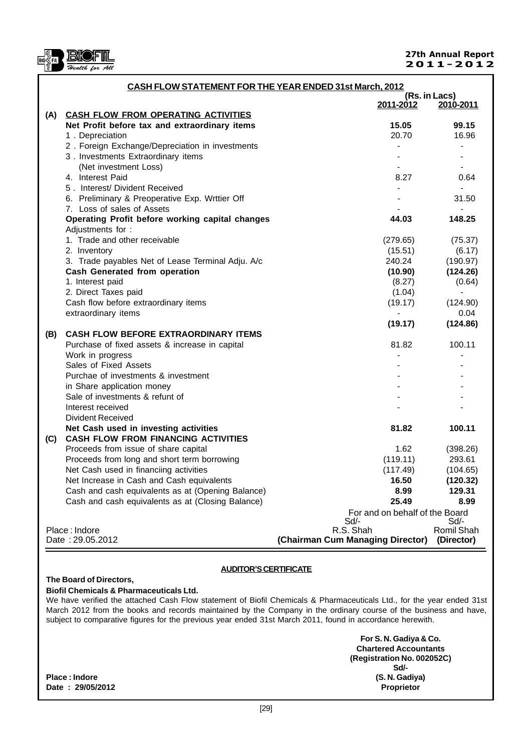## CASH FLOW STATEMENT FOR THE YEAR ENDED 31st March, 2012

(Rs. in Lacs)

| | | 2011-2012 | 2010-2011 |
|---|---|---|---|
| **(A)** | **CASH FLOW FROM OPERATING ACTIVITIES** | | |
| | **Net Profit before tax and extraordinary items** | **15.05** | **99.15** |
| | 1 . Depreciation | 20.70 | 16.96 |
| | 2 . Foreign Exchange/Depreciation in investments | - | - |
| | 3 . Investments Extraordinary items | - | - |
| | (Net investment Loss) | - | - |
| | 4. Interest Paid | 8.27 | 0.64 |
| | 5 . Interest/ Divident Received | - | - |
| | 6. Preliminary & Preoperative Exp. Wrttier Off | - | 31.50 |
| | 7. Loss of sales of Assets | - | - |
| | **Operating Profit before working capital changes** | **44.03** | **148.25** |
| | Adjustments for : | | |
| | 1. Trade and other receivable | (279.65) | (75.37) |
| | 2. Inventory | (15.51) | (6.17) |
| | 3. Trade payables Net of Lease Terminal Adju. A/c | 240.24 | (190.97) |
| | **Cash Generated from operation** | **(10.90)** | **(124.26)** |
| | 1. Interest paid | (8.27) | (0.64) |
| | 2. Direct Taxes paid | (1.04) | - |
| | Cash flow before extraordinary items | (19.17) | (124.90) |
| | extraordinary items | - | 0.04 |
| | | **(19.17)** | **(124.86)** |
| **(B)** | **CASH FLOW BEFORE EXTRAORDINARY ITEMS** | | |
| | Purchase of fixed assets & increase in capital | 81.82 | 100.11 |
| | Work in progress | - | - |
| | Sales of Fixed Assets | - | - |
| | Purchae of investments & investment | - | - |
| | in Share application money | - | - |
| | Sale of investments & refunt of | - | - |
| | Interest received | - | - |
| | Divident Received | | |
| | **Net Cash used in investing activities** | **81.82** | **100.11** |
| **(C)** | **CASH FLOW FROM FINANCING ACTIVITIES** | | |
| | Proceeds from issue of share capital | 1.62 | (398.26) |
| | Proceeds from long and short term borrowing | (119.11) | 293.61 |
| | Net Cash used in financiing activities | (117.49) | (104.65) |
| | Net Increase in Cash and Cash equivalents | **16.50** | **(120.32)** |
| | Cash and cash equivalents as at (Opening Balance) | **8.99** | **129.31** |
| | Cash and cash equivalents as at (Closing Balance) | **25.49** | **8.99** |

For and on behalf of the Board

Place : Indore
Date : 29.05.2012

Sd/-
R.S. Shah
**(Chairman Cum Managing Director)**

Sd/-
Romil Shah
**(Director)**

### AUDITOR'S CERTIFICATE

**The Board of Directors,**

**Biofil Chemicals & Pharmaceuticals Ltd.**

We have verified the attached Cash Flow statement of Biofil Chemicals & Pharmaceuticals Ltd., for the year ended 31st March 2012 from the books and records maintained by the Company in the ordinary course of the business and have, subject to comparative figures for the previous year ended 31st March 2011, found in accordance herewith.

**For S. N. Gadiya & Co.**
**Chartered Accountants**
**(Registration No. 002052C)**
**Sd/-**
**(S. N. Gadiya)**
**Proprietor**

**Place : Indore**
**Date : 29/05/2012**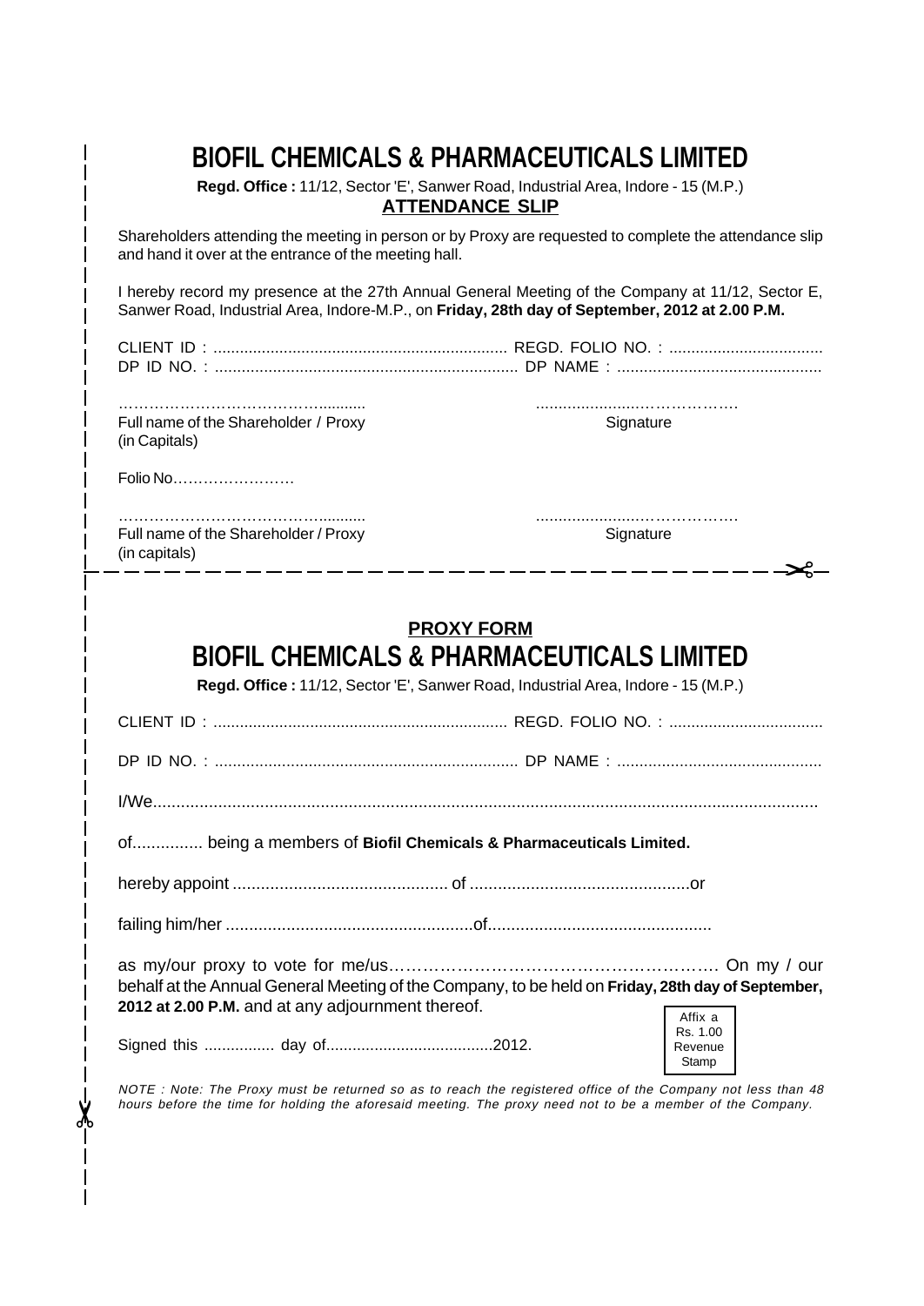# BIOFIL CHEMICALS & PHARMACEUTICALS LIMITED

**Regd. Office :** 11/12, Sector 'E', Sanwer Road, Industrial Area, Indore - 15 (M.P.)

## ATTENDANCE SLIP

Shareholders attending the meeting in person or by Proxy are requested to complete the attendance slip and hand it over at the entrance of the meeting hall.

I hereby record my presence at the 27th Annual General Meeting of the Company at 11/12, Sector E, Sanwer Road, Industrial Area, Indore-M.P., on **Friday, 28th day of September, 2012 at 2.00 P.M.**

CLIENT ID : .................................................................. REGD. FOLIO NO. : ..................................

DP ID NO. : .................................................................. DP NAME : .............................................

………………………………….......... ........................………………

Full name of the Shareholder / Proxy (in Capitals) Signature

Folio No……………………

………………………………….......... ........................………………

Full name of the Shareholder / Proxy (in capitals) Signature

---

## PROXY FORM

# BIOFIL CHEMICALS & PHARMACEUTICALS LIMITED

**Regd. Office :** 11/12, Sector 'E', Sanwer Road, Industrial Area, Indore - 15 (M.P.)

CLIENT ID : .................................................................. REGD. FOLIO NO. : ..................................

DP ID NO. : .................................................................. DP NAME : .............................................

I/We..............................................................................................................................................

of............... being a members of **Biofil Chemicals & Pharmaceuticals Limited.**

hereby appoint .............................................. of ...............................................or

failing him/her .....................................................of................................................

as my/our proxy to vote for me/us………………………………………………… On my / our behalf at the Annual General Meeting of the Company, to be held on **Friday, 28th day of September, 2012 at 2.00 P.M.** and at any adjournment thereof.

Signed this ................ day of.....................................2012.

Affix a Rs. 1.00 Revenue Stamp

*NOTE : Note: The Proxy must be returned so as to reach the registered office of the Company not less than 48 hours before the time for holding the aforesaid meeting. The proxy need not to be a member of the Company.*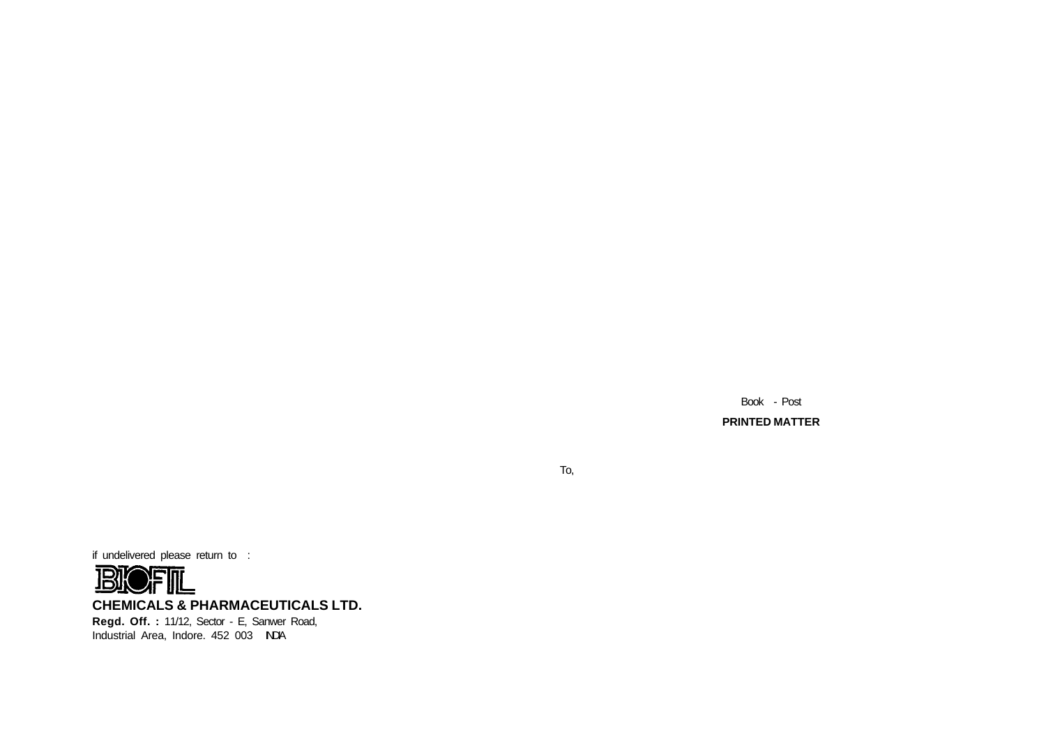Book - Post

**PRINTED MATTER**

To,

if undelivered please return to :

BIOFIL

**CHEMICALS & PHARMACEUTICALS LTD.**

**Regd. Off. :** 11/12, Sector - E, Sanwer Road,
Industrial Area, Indore. 452 003 INDIA